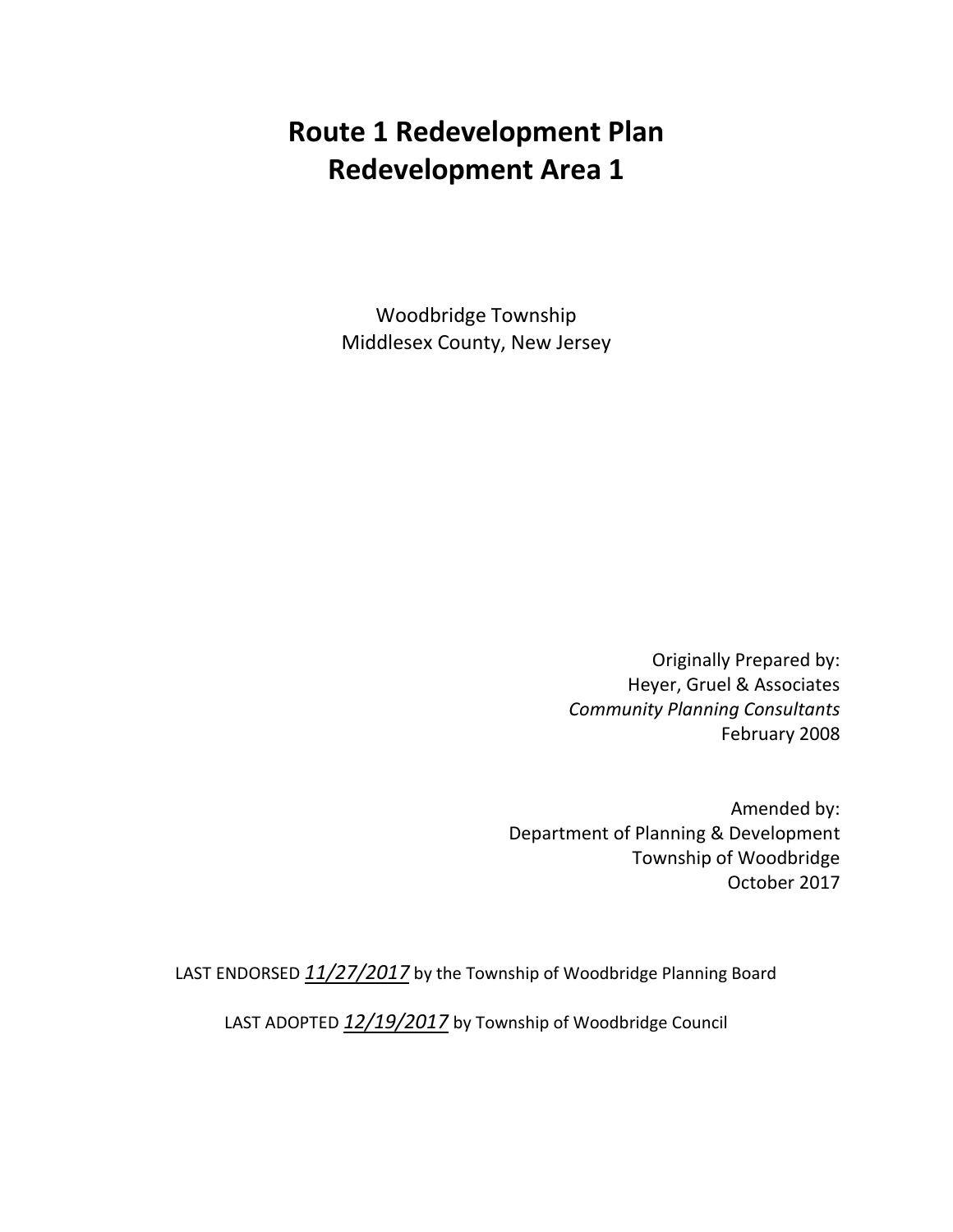# Route 1 Redevelopment Plan
# Redevelopment Area 1

Woodbridge Township
Middlesex County, New Jersey

Originally Prepared by:
Heyer, Gruel & Associates
*Community Planning Consultants*
February 2008

Amended by:
Department of Planning & Development
Township of Woodbridge
October 2017

LAST ENDORSED *11/27/2017* by the Township of Woodbridge Planning Board

LAST ADOPTED *12/19/2017* by Township of Woodbridge Council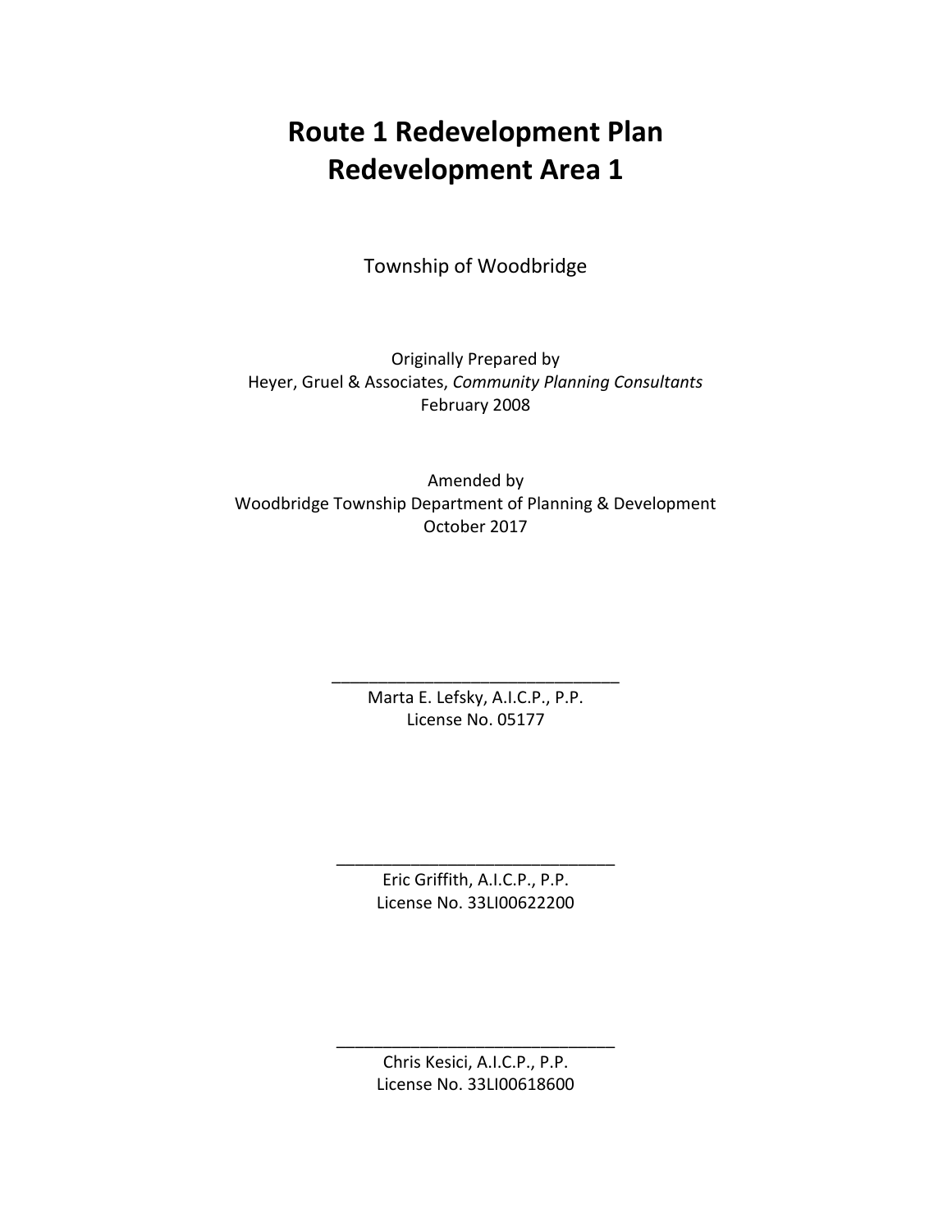# Route 1 Redevelopment Plan
# Redevelopment Area 1

Township of Woodbridge

Originally Prepared by
Heyer, Gruel & Associates, *Community Planning Consultants*
February 2008

Amended by
Woodbridge Township Department of Planning & Development
October 2017

_______________________________
Marta E. Lefsky, A.I.C.P., P.P.
License No. 05177

_______________________________
Eric Griffith, A.I.C.P., P.P.
License No. 33LI00622200

_______________________________
Chris Kesici, A.I.C.P., P.P.
License No. 33LI00618600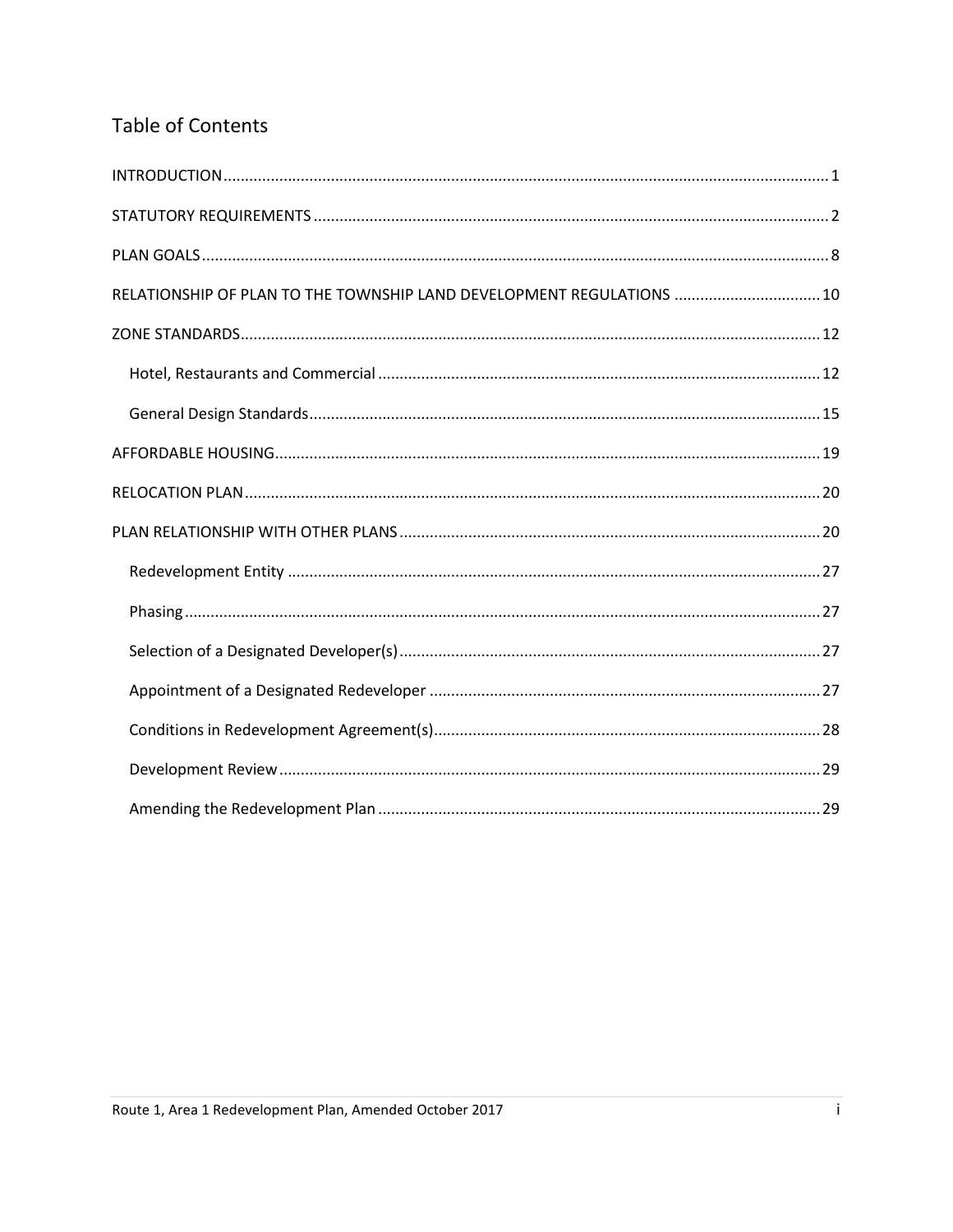## Table of Contents

- INTRODUCTION .......... 1
- STATUTORY REQUIREMENTS .......... 2
- PLAN GOALS .......... 8
- RELATIONSHIP OF PLAN TO THE TOWNSHIP LAND DEVELOPMENT REGULATIONS .......... 10
- ZONE STANDARDS .......... 12
  - Hotel, Restaurants and Commercial .......... 12
  - General Design Standards .......... 15
- AFFORDABLE HOUSING .......... 19
- RELOCATION PLAN .......... 20
- PLAN RELATIONSHIP WITH OTHER PLANS .......... 20
  - Redevelopment Entity .......... 27
  - Phasing .......... 27
  - Selection of a Designated Developer(s) .......... 27
  - Appointment of a Designated Redeveloper .......... 27
  - Conditions in Redevelopment Agreement(s) .......... 28
  - Development Review .......... 29
  - Amending the Redevelopment Plan .......... 29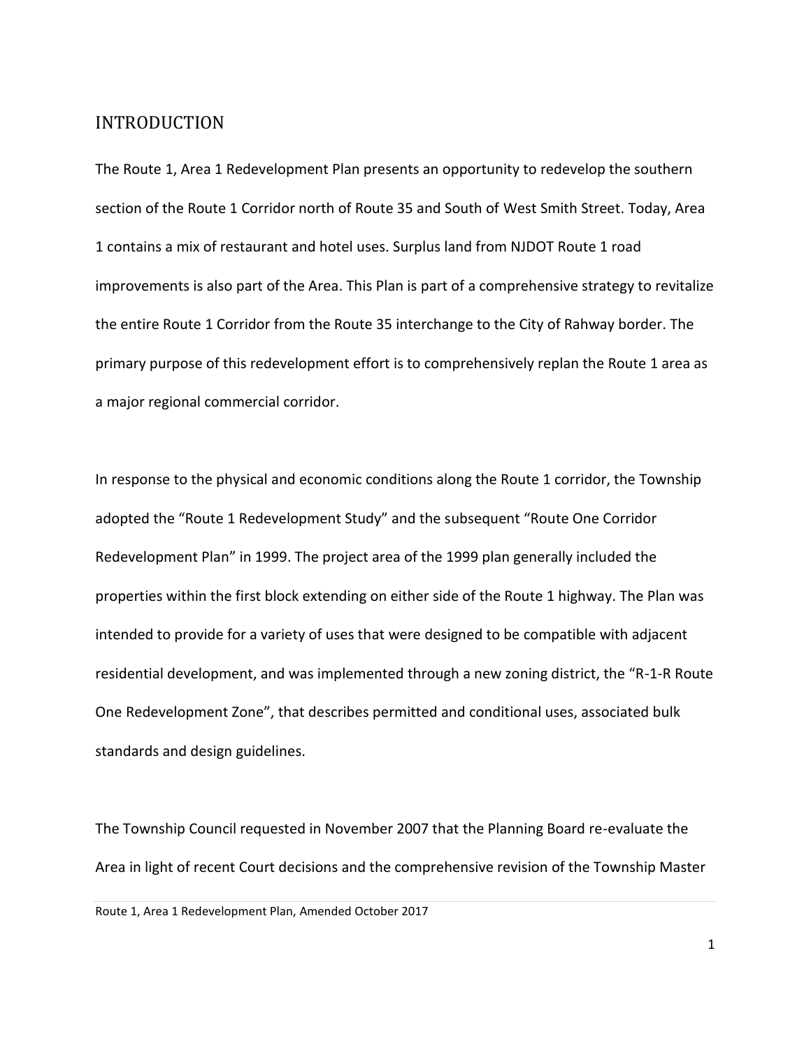## INTRODUCTION

The Route 1, Area 1 Redevelopment Plan presents an opportunity to redevelop the southern section of the Route 1 Corridor north of Route 35 and South of West Smith Street. Today, Area 1 contains a mix of restaurant and hotel uses. Surplus land from NJDOT Route 1 road improvements is also part of the Area. This Plan is part of a comprehensive strategy to revitalize the entire Route 1 Corridor from the Route 35 interchange to the City of Rahway border. The primary purpose of this redevelopment effort is to comprehensively replan the Route 1 area as a major regional commercial corridor.

In response to the physical and economic conditions along the Route 1 corridor, the Township adopted the "Route 1 Redevelopment Study" and the subsequent "Route One Corridor Redevelopment Plan" in 1999. The project area of the 1999 plan generally included the properties within the first block extending on either side of the Route 1 highway. The Plan was intended to provide for a variety of uses that were designed to be compatible with adjacent residential development, and was implemented through a new zoning district, the "R-1-R Route One Redevelopment Zone", that describes permitted and conditional uses, associated bulk standards and design guidelines.

The Township Council requested in November 2007 that the Planning Board re-evaluate the Area in light of recent Court decisions and the comprehensive revision of the Township Master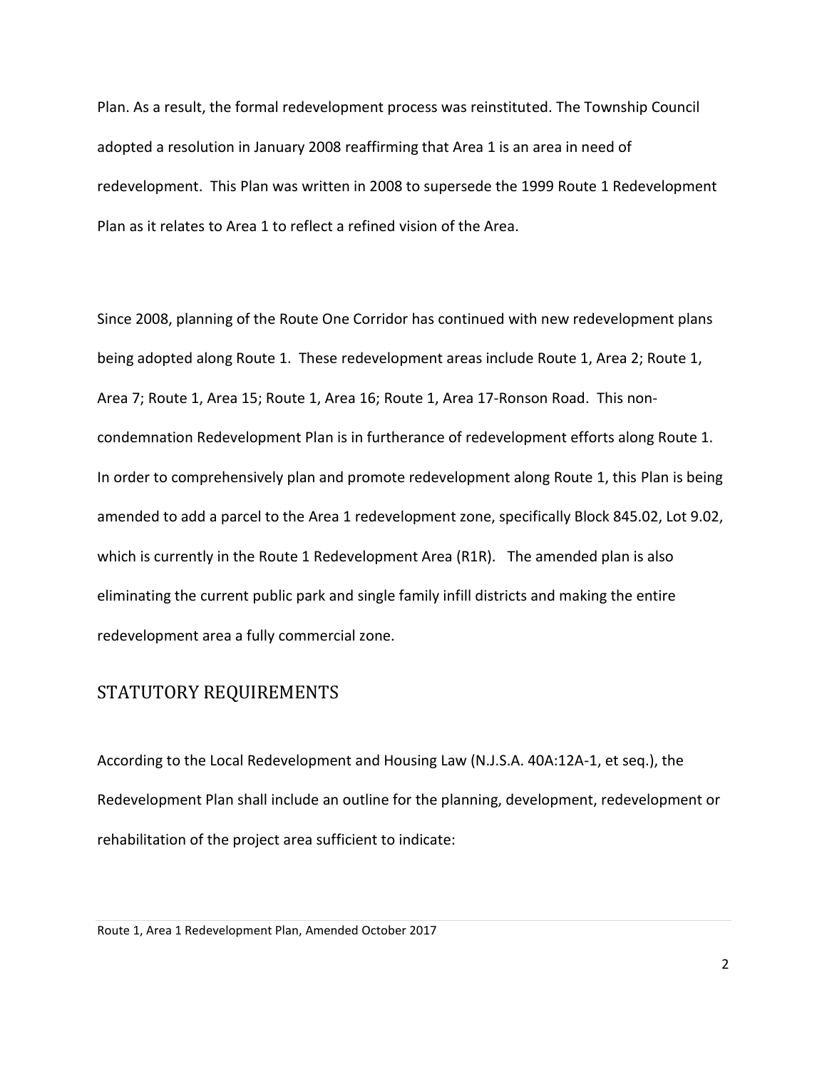Plan. As a result, the formal redevelopment process was reinstituted. The Township Council adopted a resolution in January 2008 reaffirming that Area 1 is an area in need of redevelopment. This Plan was written in 2008 to supersede the 1999 Route 1 Redevelopment Plan as it relates to Area 1 to reflect a refined vision of the Area.

Since 2008, planning of the Route One Corridor has continued with new redevelopment plans being adopted along Route 1. These redevelopment areas include Route 1, Area 2; Route 1, Area 7; Route 1, Area 15; Route 1, Area 16; Route 1, Area 17-Ronson Road. This non-condemnation Redevelopment Plan is in furtherance of redevelopment efforts along Route 1. In order to comprehensively plan and promote redevelopment along Route 1, this Plan is being amended to add a parcel to the Area 1 redevelopment zone, specifically Block 845.02, Lot 9.02, which is currently in the Route 1 Redevelopment Area (R1R). The amended plan is also eliminating the current public park and single family infill districts and making the entire redevelopment area a fully commercial zone.

## STATUTORY REQUIREMENTS

According to the Local Redevelopment and Housing Law (N.J.S.A. 40A:12A-1, et seq.), the Redevelopment Plan shall include an outline for the planning, development, redevelopment or rehabilitation of the project area sufficient to indicate: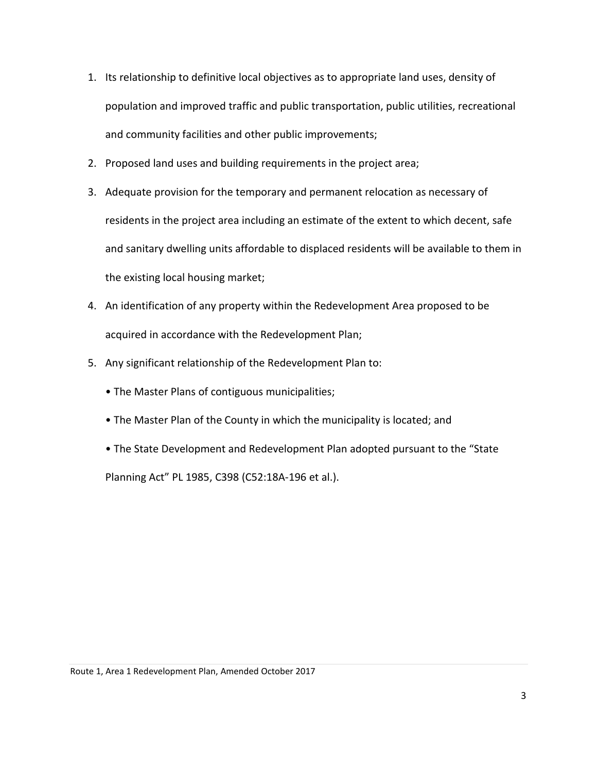1. Its relationship to definitive local objectives as to appropriate land uses, density of population and improved traffic and public transportation, public utilities, recreational and community facilities and other public improvements;
2. Proposed land uses and building requirements in the project area;
3. Adequate provision for the temporary and permanent relocation as necessary of residents in the project area including an estimate of the extent to which decent, safe and sanitary dwelling units affordable to displaced residents will be available to them in the existing local housing market;
4. An identification of any property within the Redevelopment Area proposed to be acquired in accordance with the Redevelopment Plan;
5. Any significant relationship of the Redevelopment Plan to:
   - The Master Plans of contiguous municipalities;
   - The Master Plan of the County in which the municipality is located; and
   - The State Development and Redevelopment Plan adopted pursuant to the "State Planning Act" PL 1985, C398 (C52:18A-196 et al.).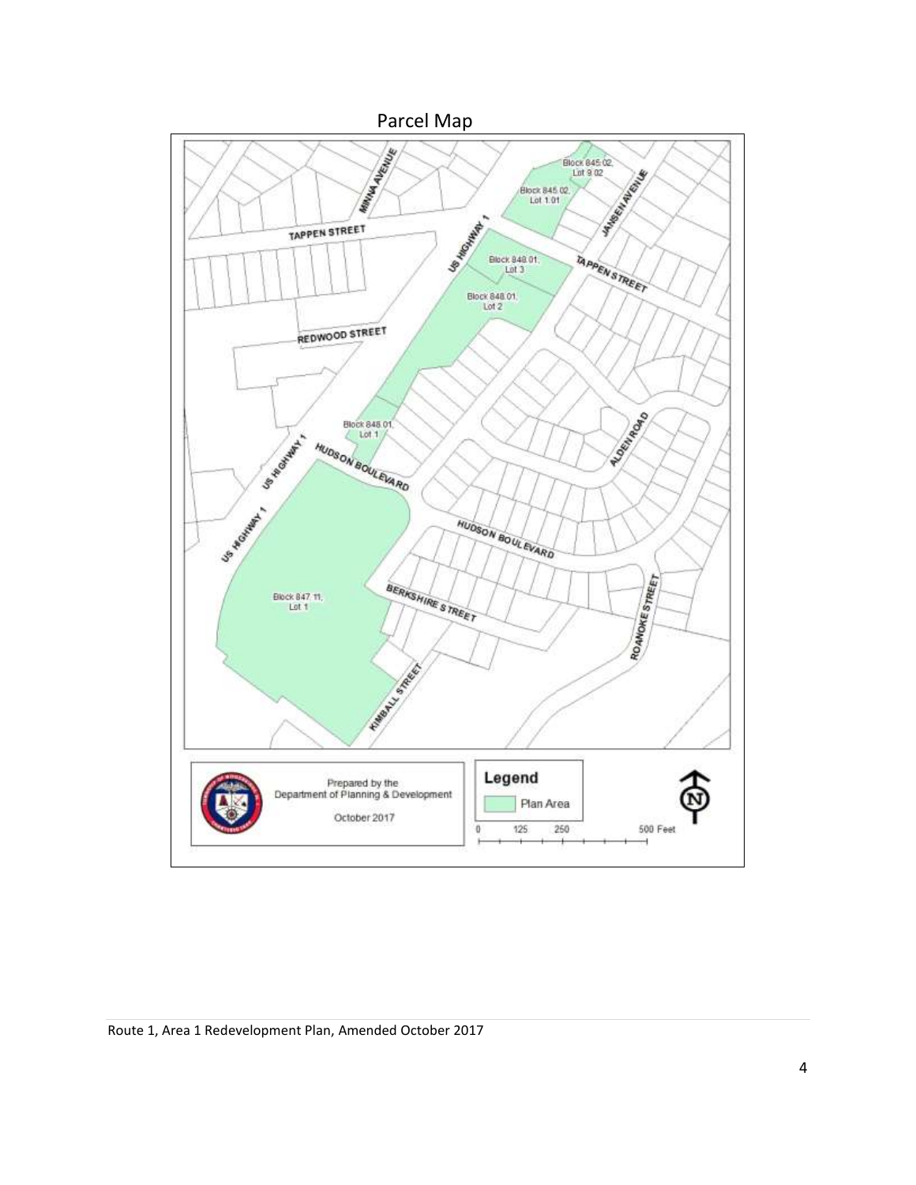Parcel Map

Block 845.02, Lot 9.02

Block 845.02, Lot 1.01

MINNA AVENUE

JANSEN AVENUE

TAPPEN STREET

US HIGHWAY 1

Block 848.01, Lot 3

TAPPEN STREET

Block 848.01, Lot 2

REDWOOD STREET

Block 848.01, Lot 1

ALDEN ROAD

US HIGHWAY 1

HUDSON BOULEVARD

US HIGHWAY 1

HUDSON BOULEVARD

Block 847.11, Lot 1

BERKSHIRE STREET

ROANOKE STREET

KIMBALL STREET

Prepared by the Department of Planning & Development

October 2017

**Legend**

Plan Area

0 125 250 500 Feet

N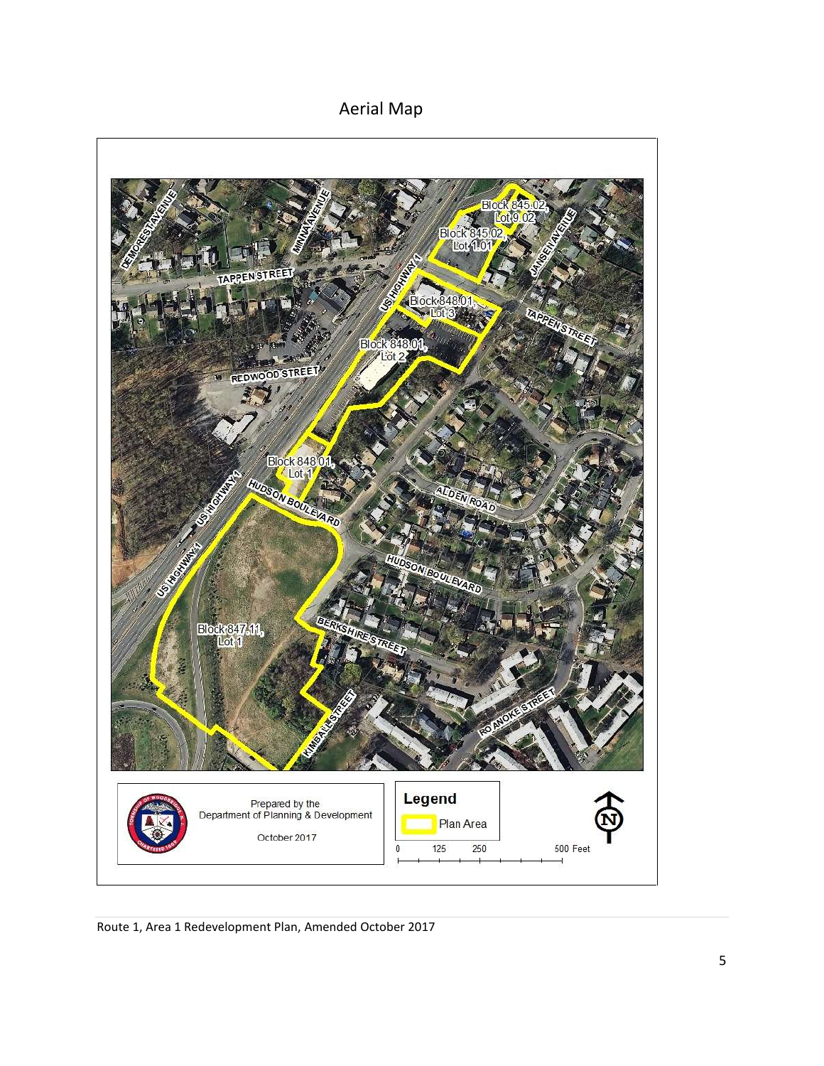# Aerial Map

DEMOREST AVENUE

MINNA AVENUE

TAPPEN STREET

REDWOOD STREET

US HIGHWAY 1

Block 845.02, Lot 9.02

Block 845.02, Lot 1.01

JANSEN AVENUE

Block 848.01, Lot 3

TAPPEN STREET

Block 848.01, Lot 2

Block 848.01, Lot 1

HUDSON BOULEVARD

ALDEN ROAD

HUDSON BOULEVARD

Block 847.11, Lot 1

BERKSHIRE STREET

KIMBALL STREET

ROANOKE STREET

Prepared by the Department of Planning & Development

October 2017

**Legend**

Plan Area

0 125 250 500 Feet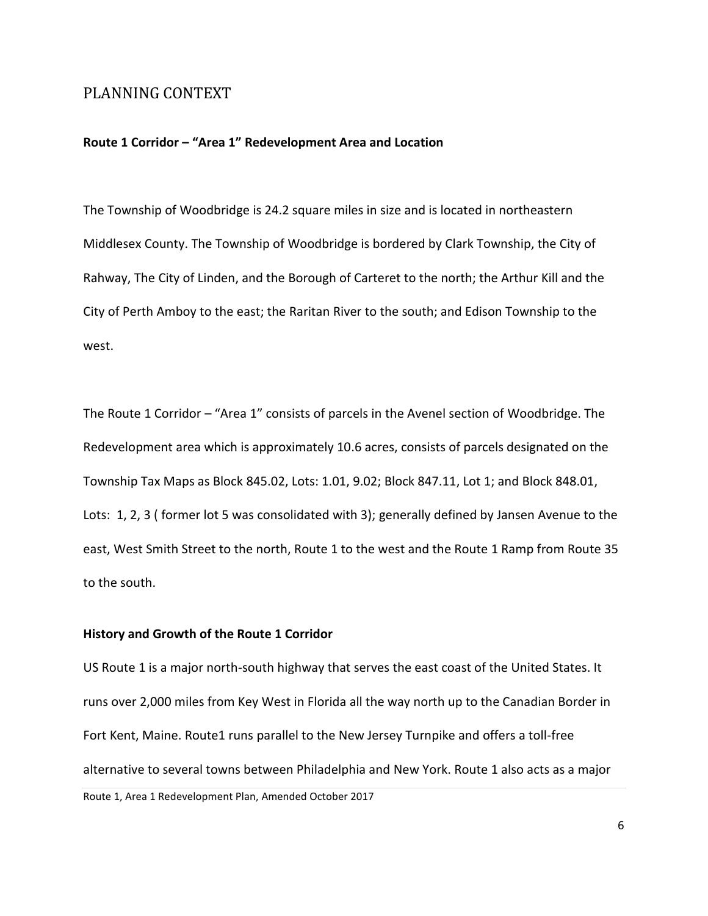## PLANNING CONTEXT

**Route 1 Corridor – "Area 1" Redevelopment Area and Location**

The Township of Woodbridge is 24.2 square miles in size and is located in northeastern Middlesex County. The Township of Woodbridge is bordered by Clark Township, the City of Rahway, The City of Linden, and the Borough of Carteret to the north; the Arthur Kill and the City of Perth Amboy to the east; the Raritan River to the south; and Edison Township to the west.

The Route 1 Corridor – "Area 1" consists of parcels in the Avenel section of Woodbridge. The Redevelopment area which is approximately 10.6 acres, consists of parcels designated on the Township Tax Maps as Block 845.02, Lots: 1.01, 9.02; Block 847.11, Lot 1; and Block 848.01, Lots: 1, 2, 3 ( former lot 5 was consolidated with 3); generally defined by Jansen Avenue to the east, West Smith Street to the north, Route 1 to the west and the Route 1 Ramp from Route 35 to the south.

**History and Growth of the Route 1 Corridor**

US Route 1 is a major north-south highway that serves the east coast of the United States. It runs over 2,000 miles from Key West in Florida all the way north up to the Canadian Border in Fort Kent, Maine. Route1 runs parallel to the New Jersey Turnpike and offers a toll-free alternative to several towns between Philadelphia and New York. Route 1 also acts as a major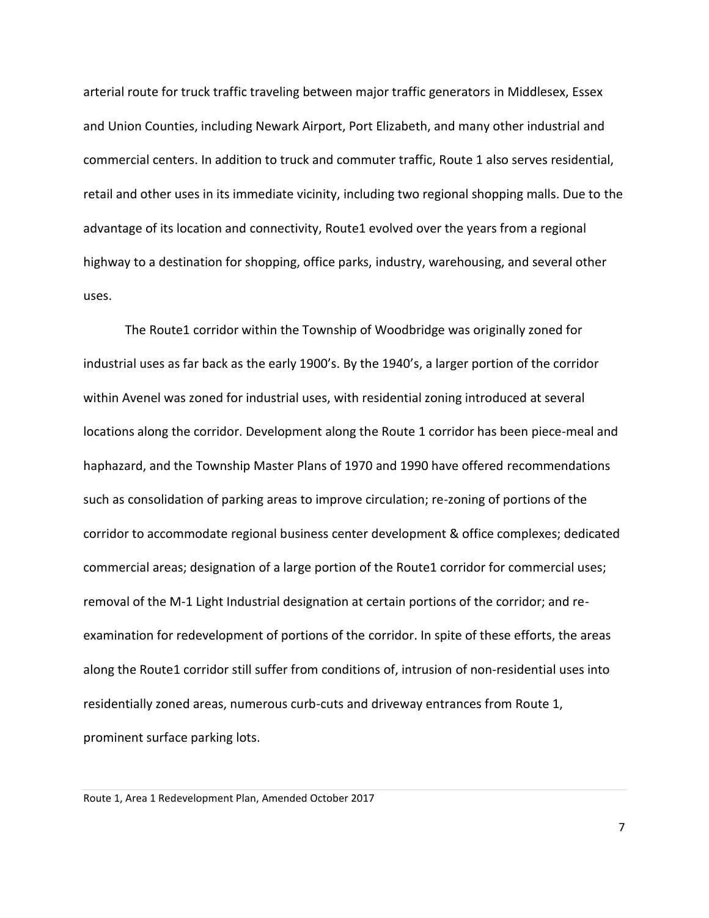arterial route for truck traffic traveling between major traffic generators in Middlesex, Essex and Union Counties, including Newark Airport, Port Elizabeth, and many other industrial and commercial centers. In addition to truck and commuter traffic, Route 1 also serves residential, retail and other uses in its immediate vicinity, including two regional shopping malls. Due to the advantage of its location and connectivity, Route1 evolved over the years from a regional highway to a destination for shopping, office parks, industry, warehousing, and several other uses.

The Route1 corridor within the Township of Woodbridge was originally zoned for industrial uses as far back as the early 1900's. By the 1940's, a larger portion of the corridor within Avenel was zoned for industrial uses, with residential zoning introduced at several locations along the corridor. Development along the Route 1 corridor has been piece-meal and haphazard, and the Township Master Plans of 1970 and 1990 have offered recommendations such as consolidation of parking areas to improve circulation; re-zoning of portions of the corridor to accommodate regional business center development & office complexes; dedicated commercial areas; designation of a large portion of the Route1 corridor for commercial uses; removal of the M-1 Light Industrial designation at certain portions of the corridor; and re-examination for redevelopment of portions of the corridor. In spite of these efforts, the areas along the Route1 corridor still suffer from conditions of, intrusion of non-residential uses into residentially zoned areas, numerous curb-cuts and driveway entrances from Route 1, prominent surface parking lots.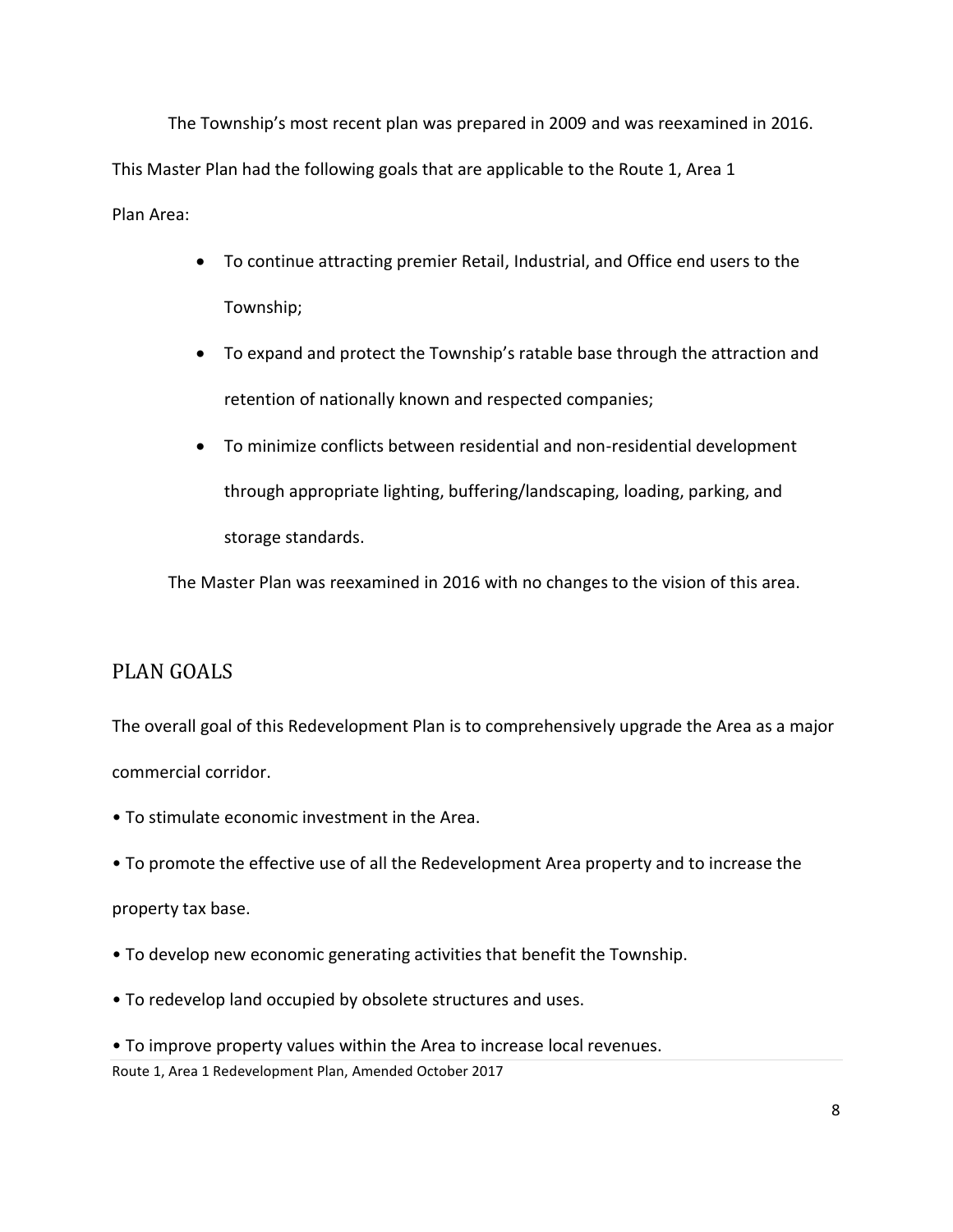The Township's most recent plan was prepared in 2009 and was reexamined in 2016. This Master Plan had the following goals that are applicable to the Route 1, Area 1 Plan Area:

- To continue attracting premier Retail, Industrial, and Office end users to the Township;
- To expand and protect the Township's ratable base through the attraction and retention of nationally known and respected companies;
- To minimize conflicts between residential and non-residential development through appropriate lighting, buffering/landscaping, loading, parking, and storage standards.

The Master Plan was reexamined in 2016 with no changes to the vision of this area.

## PLAN GOALS

The overall goal of this Redevelopment Plan is to comprehensively upgrade the Area as a major commercial corridor.

- To stimulate economic investment in the Area.
- To promote the effective use of all the Redevelopment Area property and to increase the property tax base.
- To develop new economic generating activities that benefit the Township.
- To redevelop land occupied by obsolete structures and uses.
- To improve property values within the Area to increase local revenues.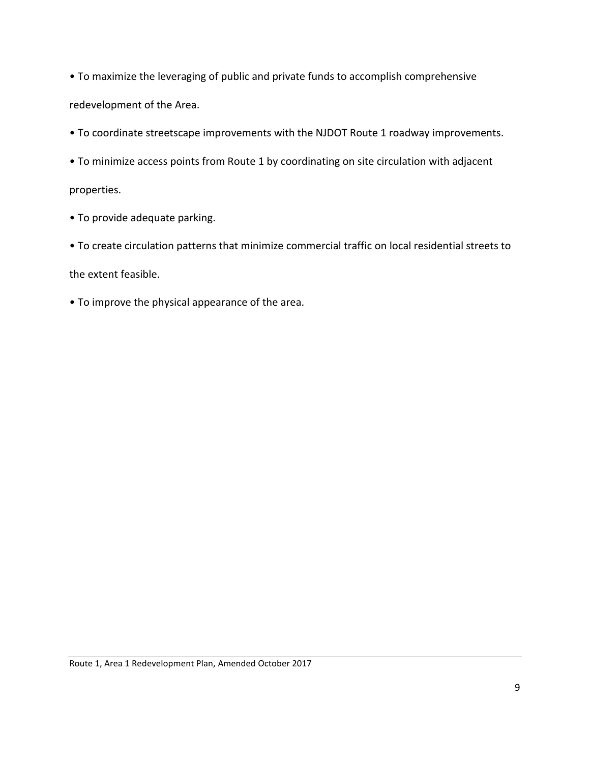- To maximize the leveraging of public and private funds to accomplish comprehensive redevelopment of the Area.
- To coordinate streetscape improvements with the NJDOT Route 1 roadway improvements.
- To minimize access points from Route 1 by coordinating on site circulation with adjacent properties.
- To provide adequate parking.
- To create circulation patterns that minimize commercial traffic on local residential streets to the extent feasible.
- To improve the physical appearance of the area.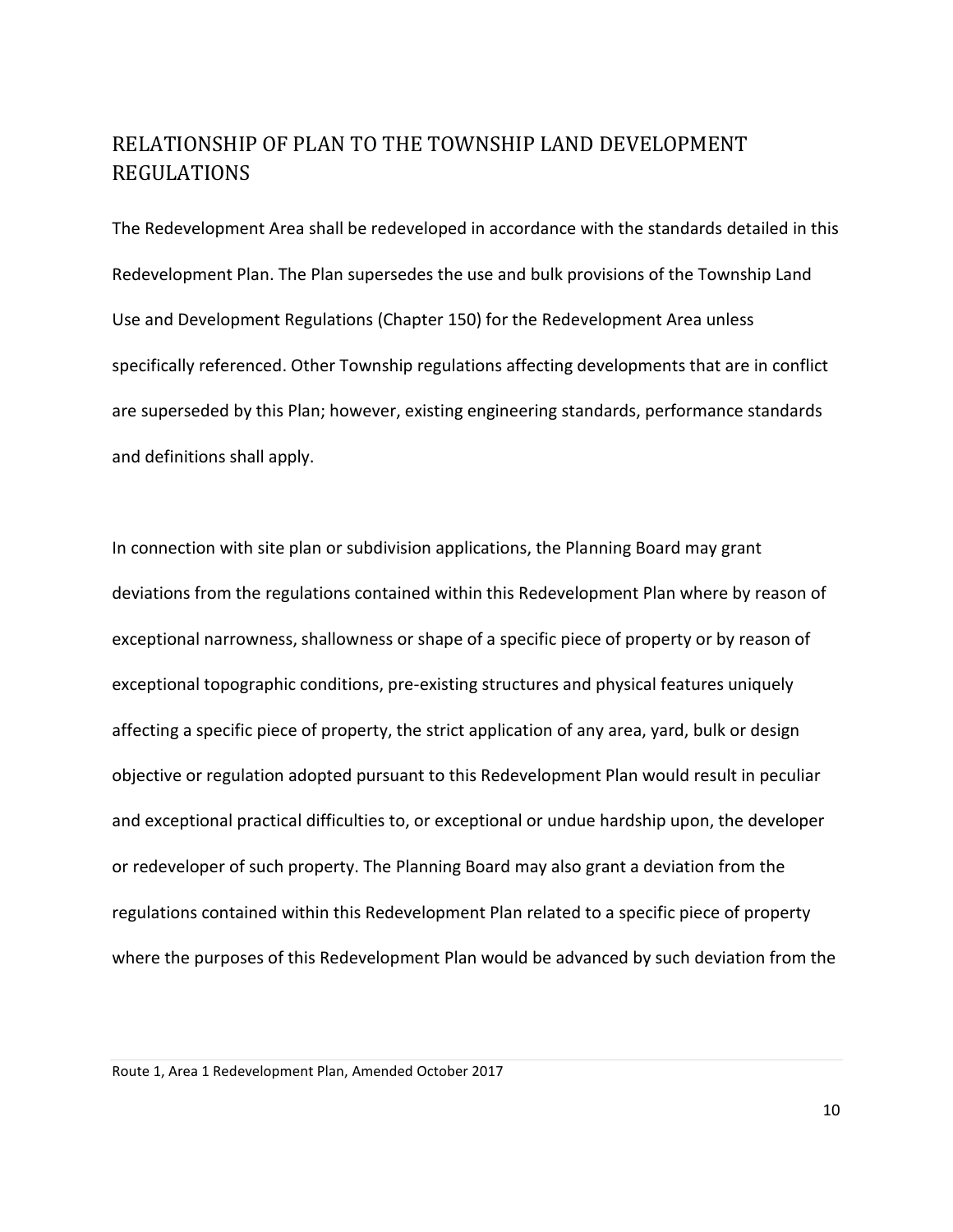## RELATIONSHIP OF PLAN TO THE TOWNSHIP LAND DEVELOPMENT REGULATIONS

The Redevelopment Area shall be redeveloped in accordance with the standards detailed in this Redevelopment Plan. The Plan supersedes the use and bulk provisions of the Township Land Use and Development Regulations (Chapter 150) for the Redevelopment Area unless specifically referenced. Other Township regulations affecting developments that are in conflict are superseded by this Plan; however, existing engineering standards, performance standards and definitions shall apply.

In connection with site plan or subdivision applications, the Planning Board may grant deviations from the regulations contained within this Redevelopment Plan where by reason of exceptional narrowness, shallowness or shape of a specific piece of property or by reason of exceptional topographic conditions, pre-existing structures and physical features uniquely affecting a specific piece of property, the strict application of any area, yard, bulk or design objective or regulation adopted pursuant to this Redevelopment Plan would result in peculiar and exceptional practical difficulties to, or exceptional or undue hardship upon, the developer or redeveloper of such property. The Planning Board may also grant a deviation from the regulations contained within this Redevelopment Plan related to a specific piece of property where the purposes of this Redevelopment Plan would be advanced by such deviation from the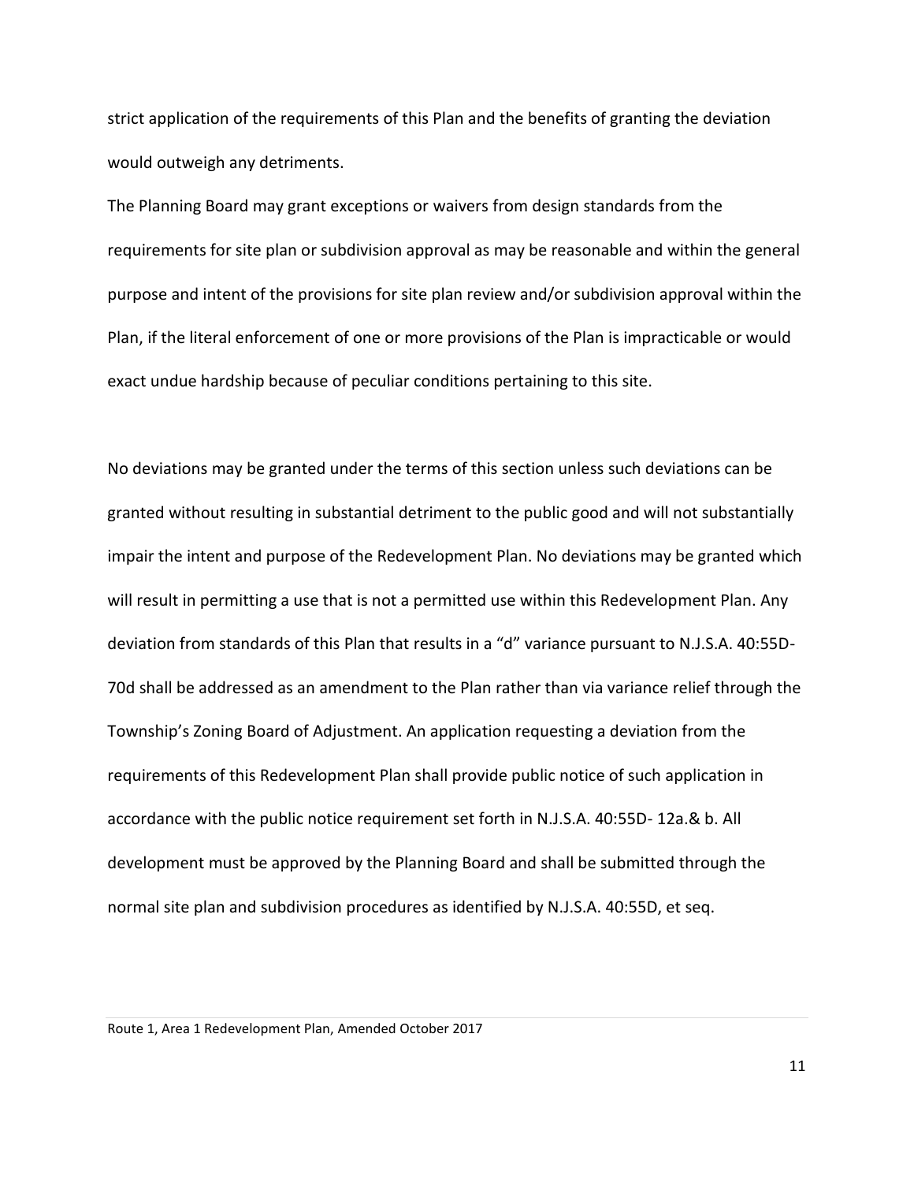strict application of the requirements of this Plan and the benefits of granting the deviation would outweigh any detriments.

The Planning Board may grant exceptions or waivers from design standards from the requirements for site plan or subdivision approval as may be reasonable and within the general purpose and intent of the provisions for site plan review and/or subdivision approval within the Plan, if the literal enforcement of one or more provisions of the Plan is impracticable or would exact undue hardship because of peculiar conditions pertaining to this site.

No deviations may be granted under the terms of this section unless such deviations can be granted without resulting in substantial detriment to the public good and will not substantially impair the intent and purpose of the Redevelopment Plan. No deviations may be granted which will result in permitting a use that is not a permitted use within this Redevelopment Plan. Any deviation from standards of this Plan that results in a "d" variance pursuant to N.J.S.A. 40:55D-70d shall be addressed as an amendment to the Plan rather than via variance relief through the Township's Zoning Board of Adjustment. An application requesting a deviation from the requirements of this Redevelopment Plan shall provide public notice of such application in accordance with the public notice requirement set forth in N.J.S.A. 40:55D- 12a.& b. All development must be approved by the Planning Board and shall be submitted through the normal site plan and subdivision procedures as identified by N.J.S.A. 40:55D, et seq.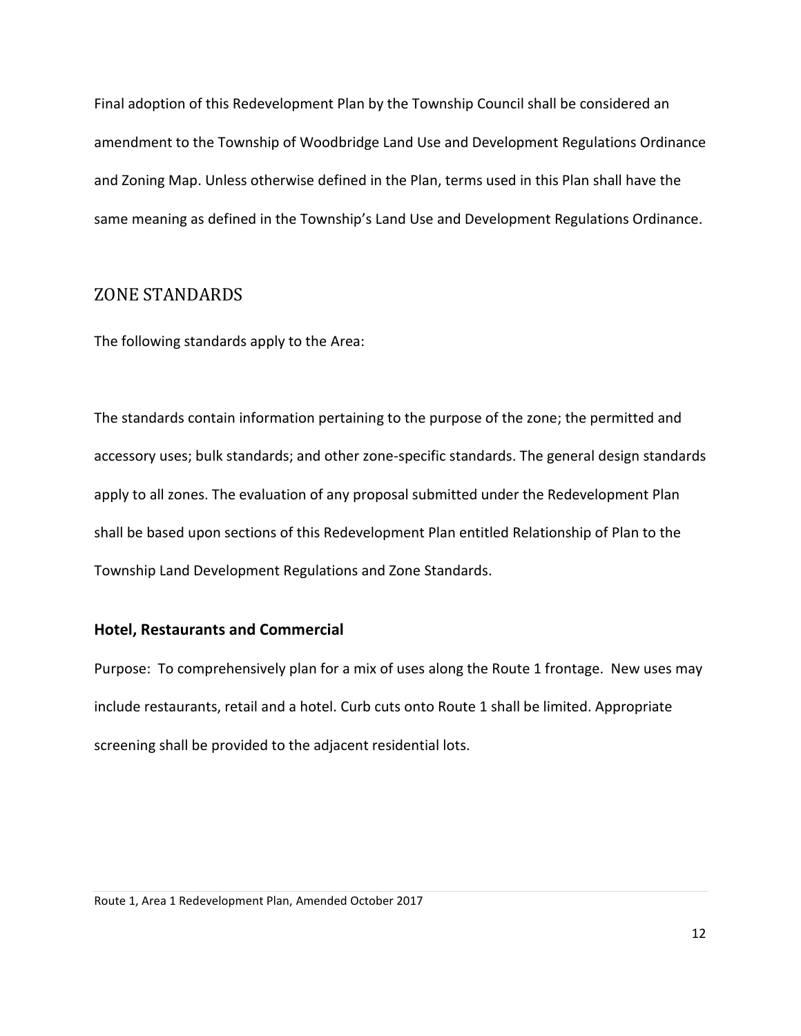Final adoption of this Redevelopment Plan by the Township Council shall be considered an amendment to the Township of Woodbridge Land Use and Development Regulations Ordinance and Zoning Map. Unless otherwise defined in the Plan, terms used in this Plan shall have the same meaning as defined in the Township's Land Use and Development Regulations Ordinance.

## ZONE STANDARDS

The following standards apply to the Area:

The standards contain information pertaining to the purpose of the zone; the permitted and accessory uses; bulk standards; and other zone-specific standards. The general design standards apply to all zones. The evaluation of any proposal submitted under the Redevelopment Plan shall be based upon sections of this Redevelopment Plan entitled Relationship of Plan to the Township Land Development Regulations and Zone Standards.

### Hotel, Restaurants and Commercial

Purpose: To comprehensively plan for a mix of uses along the Route 1 frontage. New uses may include restaurants, retail and a hotel. Curb cuts onto Route 1 shall be limited. Appropriate screening shall be provided to the adjacent residential lots.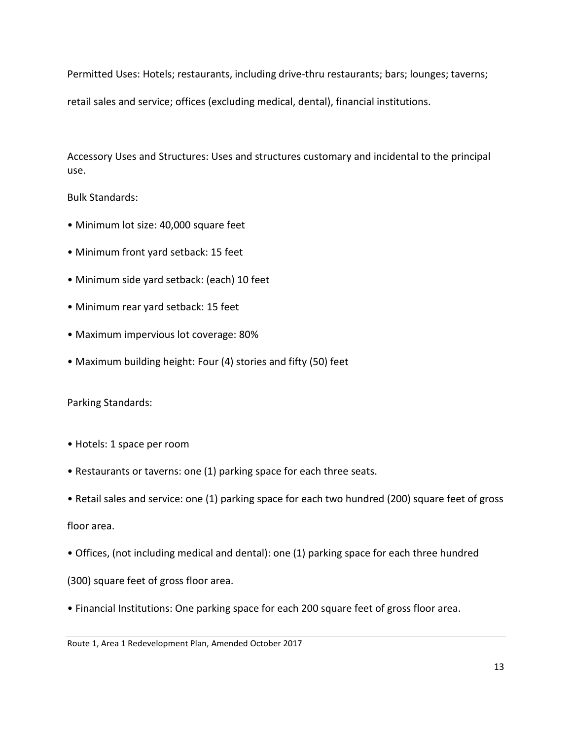Permitted Uses: Hotels; restaurants, including drive-thru restaurants; bars; lounges; taverns; retail sales and service; offices (excluding medical, dental), financial institutions.

Accessory Uses and Structures: Uses and structures customary and incidental to the principal use.

Bulk Standards:

- Minimum lot size: 40,000 square feet
- Minimum front yard setback: 15 feet
- Minimum side yard setback: (each) 10 feet
- Minimum rear yard setback: 15 feet
- Maximum impervious lot coverage: 80%
- Maximum building height: Four (4) stories and fifty (50) feet

Parking Standards:

- Hotels: 1 space per room
- Restaurants or taverns: one (1) parking space for each three seats.
- Retail sales and service: one (1) parking space for each two hundred (200) square feet of gross floor area.
- Offices, (not including medical and dental): one (1) parking space for each three hundred (300) square feet of gross floor area.
- Financial Institutions: One parking space for each 200 square feet of gross floor area.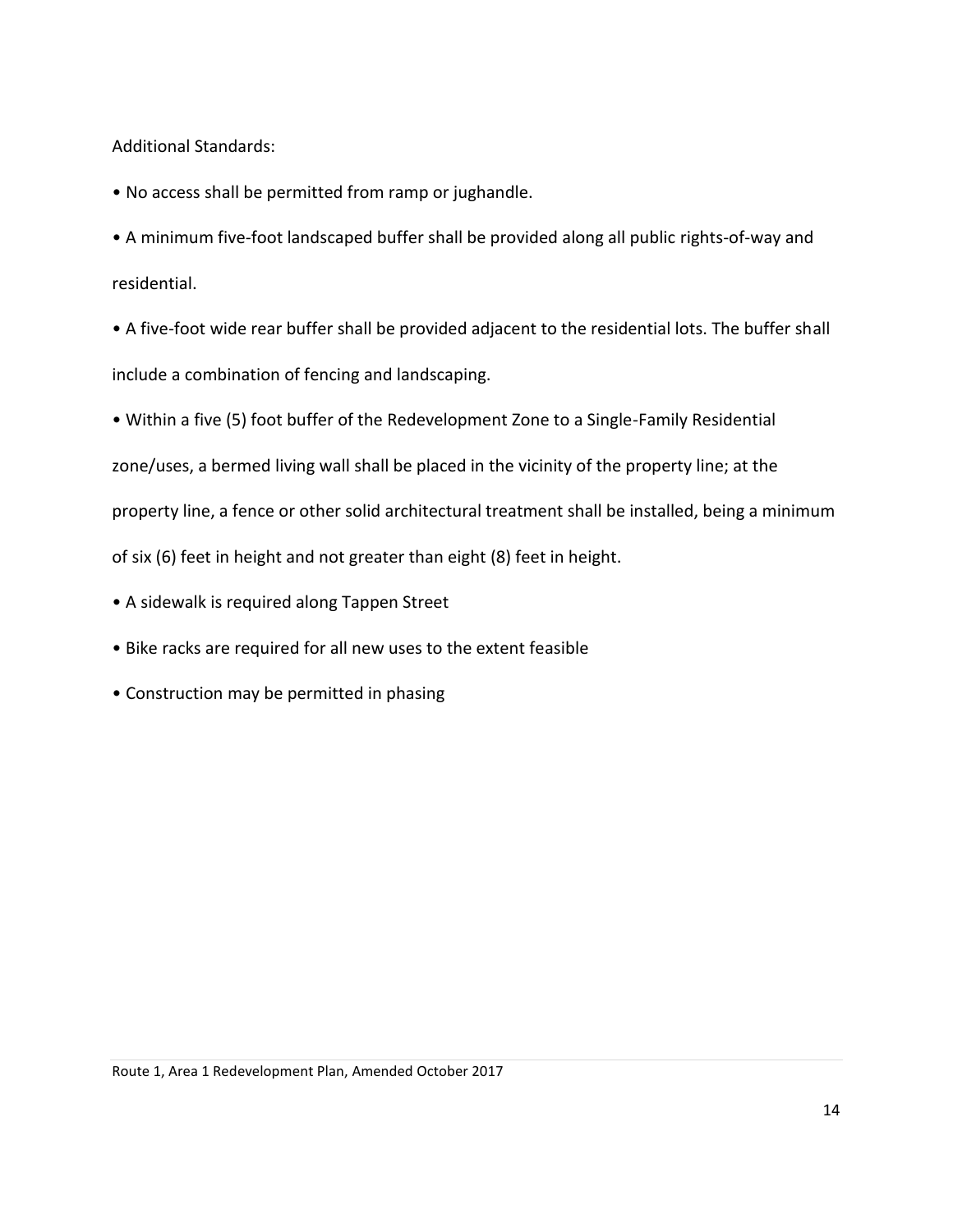Additional Standards:

- No access shall be permitted from ramp or jughandle.
- A minimum five-foot landscaped buffer shall be provided along all public rights-of-way and residential.
- A five-foot wide rear buffer shall be provided adjacent to the residential lots. The buffer shall include a combination of fencing and landscaping.
- Within a five (5) foot buffer of the Redevelopment Zone to a Single-Family Residential zone/uses, a bermed living wall shall be placed in the vicinity of the property line; at the property line, a fence or other solid architectural treatment shall be installed, being a minimum of six (6) feet in height and not greater than eight (8) feet in height.
- A sidewalk is required along Tappen Street
- Bike racks are required for all new uses to the extent feasible
- Construction may be permitted in phasing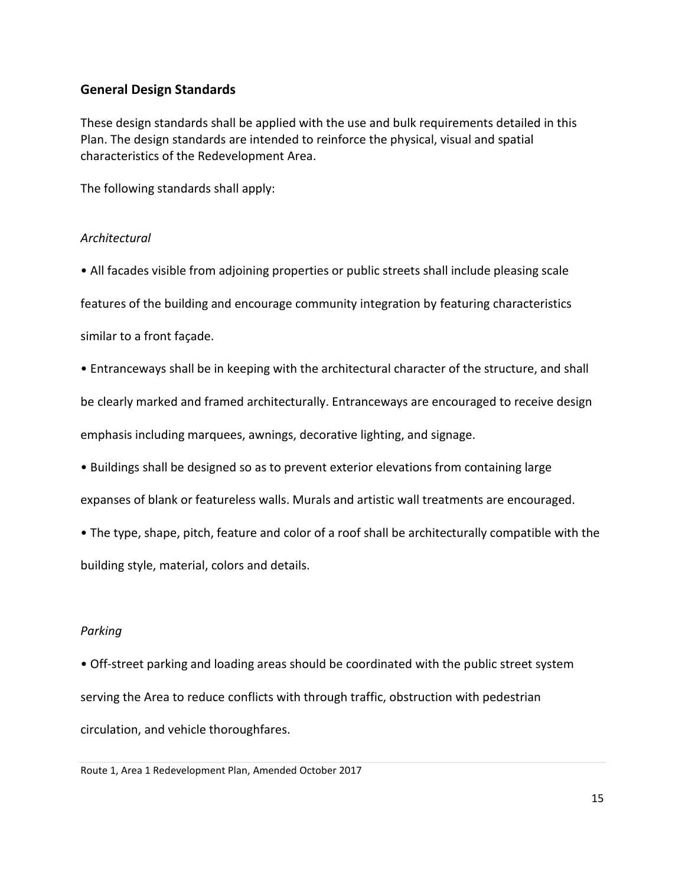## General Design Standards

These design standards shall be applied with the use and bulk requirements detailed in this Plan. The design standards are intended to reinforce the physical, visual and spatial characteristics of the Redevelopment Area.

The following standards shall apply:

### *Architectural*

- All facades visible from adjoining properties or public streets shall include pleasing scale features of the building and encourage community integration by featuring characteristics similar to a front façade.
- Entranceways shall be in keeping with the architectural character of the structure, and shall be clearly marked and framed architecturally. Entranceways are encouraged to receive design emphasis including marquees, awnings, decorative lighting, and signage.
- Buildings shall be designed so as to prevent exterior elevations from containing large expanses of blank or featureless walls. Murals and artistic wall treatments are encouraged.
- The type, shape, pitch, feature and color of a roof shall be architecturally compatible with the building style, material, colors and details.

### *Parking*

- Off-street parking and loading areas should be coordinated with the public street system serving the Area to reduce conflicts with through traffic, obstruction with pedestrian circulation, and vehicle thoroughfares.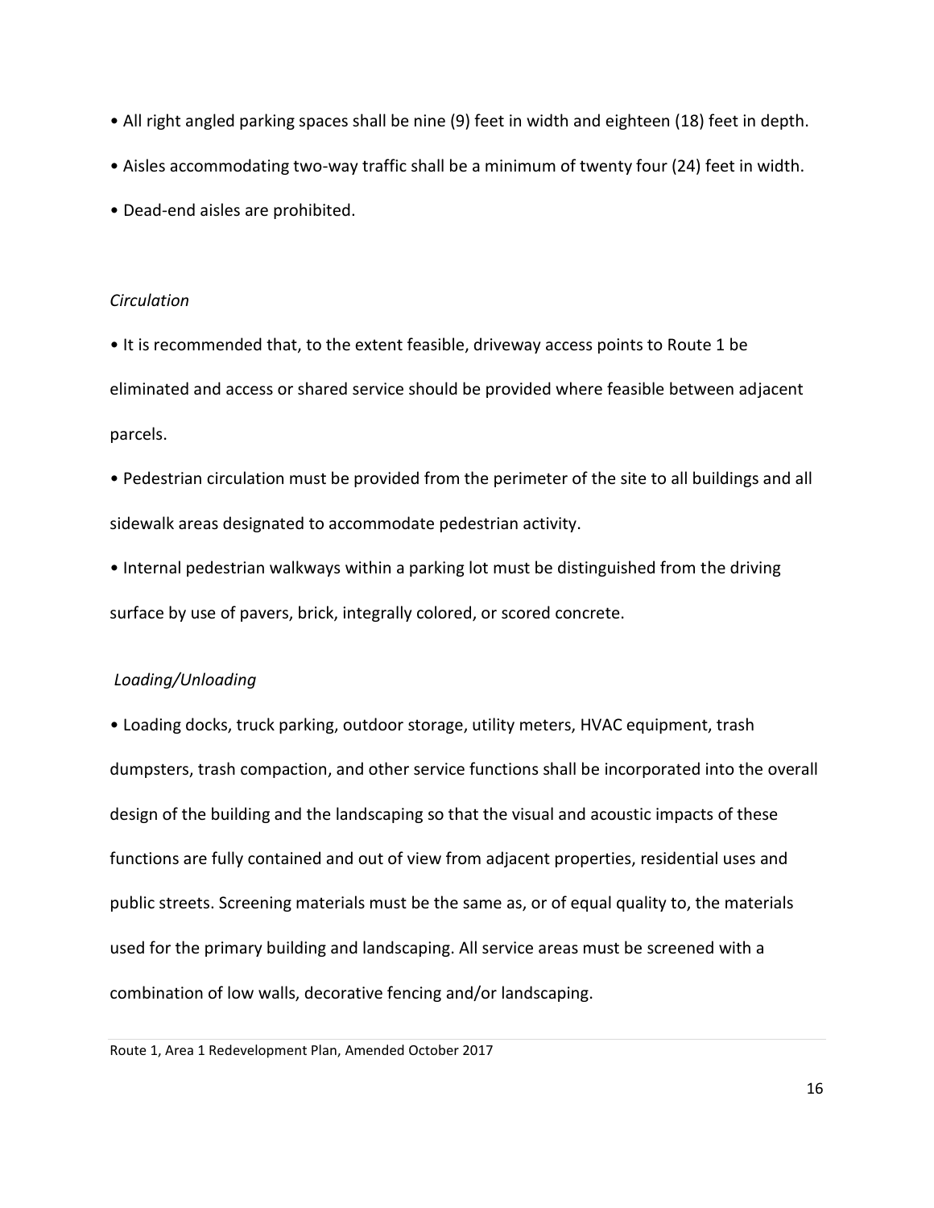- All right angled parking spaces shall be nine (9) feet in width and eighteen (18) feet in depth.
- Aisles accommodating two-way traffic shall be a minimum of twenty four (24) feet in width.
- Dead-end aisles are prohibited.

*Circulation*

- It is recommended that, to the extent feasible, driveway access points to Route 1 be eliminated and access or shared service should be provided where feasible between adjacent parcels.
- Pedestrian circulation must be provided from the perimeter of the site to all buildings and all sidewalk areas designated to accommodate pedestrian activity.
- Internal pedestrian walkways within a parking lot must be distinguished from the driving surface by use of pavers, brick, integrally colored, or scored concrete.

*Loading/Unloading*

- Loading docks, truck parking, outdoor storage, utility meters, HVAC equipment, trash dumpsters, trash compaction, and other service functions shall be incorporated into the overall design of the building and the landscaping so that the visual and acoustic impacts of these functions are fully contained and out of view from adjacent properties, residential uses and public streets. Screening materials must be the same as, or of equal quality to, the materials used for the primary building and landscaping. All service areas must be screened with a combination of low walls, decorative fencing and/or landscaping.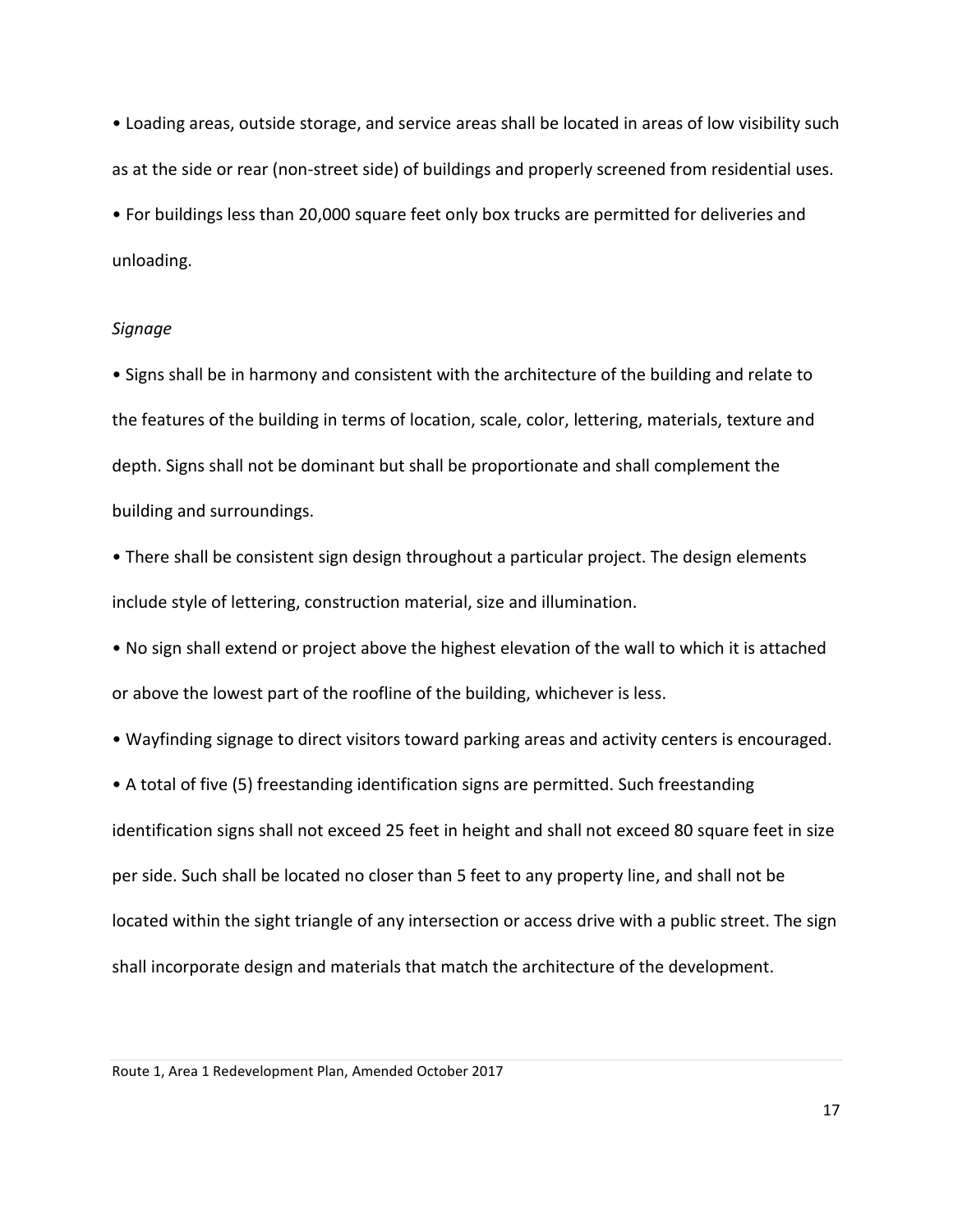- Loading areas, outside storage, and service areas shall be located in areas of low visibility such as at the side or rear (non-street side) of buildings and properly screened from residential uses.
- For buildings less than 20,000 square feet only box trucks are permitted for deliveries and unloading.

*Signage*

- Signs shall be in harmony and consistent with the architecture of the building and relate to the features of the building in terms of location, scale, color, lettering, materials, texture and depth. Signs shall not be dominant but shall be proportionate and shall complement the building and surroundings.
- There shall be consistent sign design throughout a particular project. The design elements include style of lettering, construction material, size and illumination.
- No sign shall extend or project above the highest elevation of the wall to which it is attached or above the lowest part of the roofline of the building, whichever is less.
- Wayfinding signage to direct visitors toward parking areas and activity centers is encouraged.
- A total of five (5) freestanding identification signs are permitted. Such freestanding identification signs shall not exceed 25 feet in height and shall not exceed 80 square feet in size per side. Such shall be located no closer than 5 feet to any property line, and shall not be located within the sight triangle of any intersection or access drive with a public street. The sign shall incorporate design and materials that match the architecture of the development.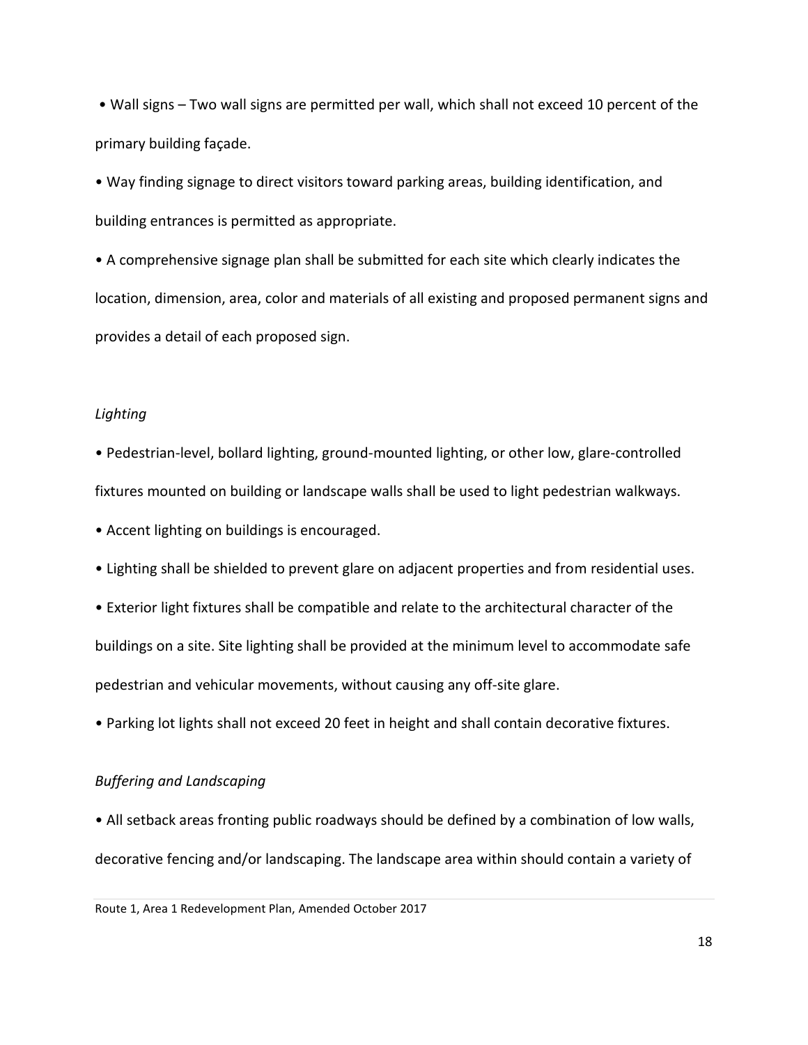- Wall signs – Two wall signs are permitted per wall, which shall not exceed 10 percent of the primary building façade.
- Way finding signage to direct visitors toward parking areas, building identification, and building entrances is permitted as appropriate.
- A comprehensive signage plan shall be submitted for each site which clearly indicates the location, dimension, area, color and materials of all existing and proposed permanent signs and provides a detail of each proposed sign.

*Lighting*

- Pedestrian-level, bollard lighting, ground-mounted lighting, or other low, glare-controlled fixtures mounted on building or landscape walls shall be used to light pedestrian walkways.
- Accent lighting on buildings is encouraged.
- Lighting shall be shielded to prevent glare on adjacent properties and from residential uses.
- Exterior light fixtures shall be compatible and relate to the architectural character of the buildings on a site. Site lighting shall be provided at the minimum level to accommodate safe pedestrian and vehicular movements, without causing any off-site glare.
- Parking lot lights shall not exceed 20 feet in height and shall contain decorative fixtures.

*Buffering and Landscaping*

- All setback areas fronting public roadways should be defined by a combination of low walls, decorative fencing and/or landscaping. The landscape area within should contain a variety of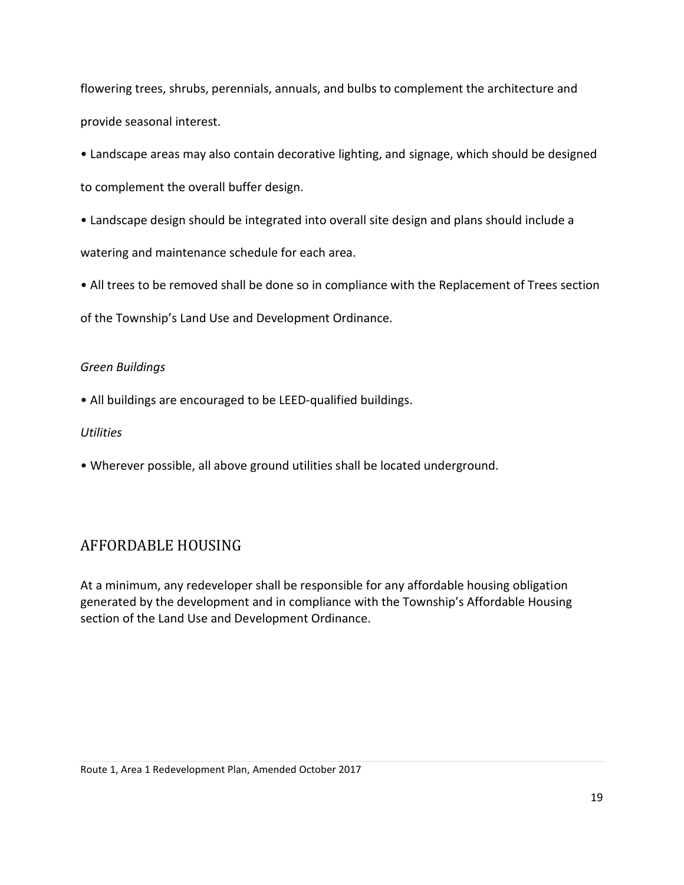flowering trees, shrubs, perennials, annuals, and bulbs to complement the architecture and provide seasonal interest.

- Landscape areas may also contain decorative lighting, and signage, which should be designed to complement the overall buffer design.
- Landscape design should be integrated into overall site design and plans should include a watering and maintenance schedule for each area.
- All trees to be removed shall be done so in compliance with the Replacement of Trees section of the Township's Land Use and Development Ordinance.

*Green Buildings*

- All buildings are encouraged to be LEED-qualified buildings.

*Utilities*

- Wherever possible, all above ground utilities shall be located underground.

## AFFORDABLE HOUSING

At a minimum, any redeveloper shall be responsible for any affordable housing obligation generated by the development and in compliance with the Township's Affordable Housing section of the Land Use and Development Ordinance.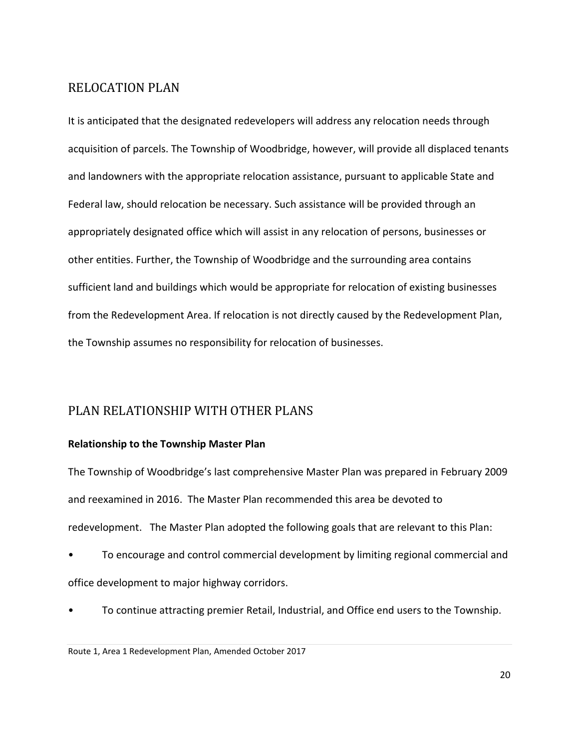## RELOCATION PLAN

It is anticipated that the designated redevelopers will address any relocation needs through acquisition of parcels. The Township of Woodbridge, however, will provide all displaced tenants and landowners with the appropriate relocation assistance, pursuant to applicable State and Federal law, should relocation be necessary. Such assistance will be provided through an appropriately designated office which will assist in any relocation of persons, businesses or other entities. Further, the Township of Woodbridge and the surrounding area contains sufficient land and buildings which would be appropriate for relocation of existing businesses from the Redevelopment Area. If relocation is not directly caused by the Redevelopment Plan, the Township assumes no responsibility for relocation of businesses.

## PLAN RELATIONSHIP WITH OTHER PLANS

**Relationship to the Township Master Plan**

The Township of Woodbridge's last comprehensive Master Plan was prepared in February 2009 and reexamined in 2016. The Master Plan recommended this area be devoted to redevelopment. The Master Plan adopted the following goals that are relevant to this Plan:

- To encourage and control commercial development by limiting regional commercial and office development to major highway corridors.
- To continue attracting premier Retail, Industrial, and Office end users to the Township.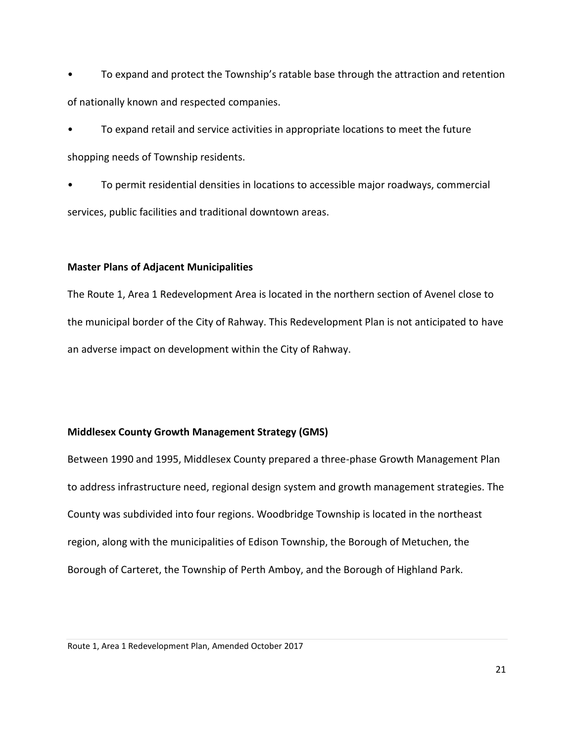- To expand and protect the Township's ratable base through the attraction and retention of nationally known and respected companies.
- To expand retail and service activities in appropriate locations to meet the future shopping needs of Township residents.
- To permit residential densities in locations to accessible major roadways, commercial services, public facilities and traditional downtown areas.

**Master Plans of Adjacent Municipalities**

The Route 1, Area 1 Redevelopment Area is located in the northern section of Avenel close to the municipal border of the City of Rahway. This Redevelopment Plan is not anticipated to have an adverse impact on development within the City of Rahway.

**Middlesex County Growth Management Strategy (GMS)**

Between 1990 and 1995, Middlesex County prepared a three-phase Growth Management Plan to address infrastructure need, regional design system and growth management strategies. The County was subdivided into four regions. Woodbridge Township is located in the northeast region, along with the municipalities of Edison Township, the Borough of Metuchen, the Borough of Carteret, the Township of Perth Amboy, and the Borough of Highland Park.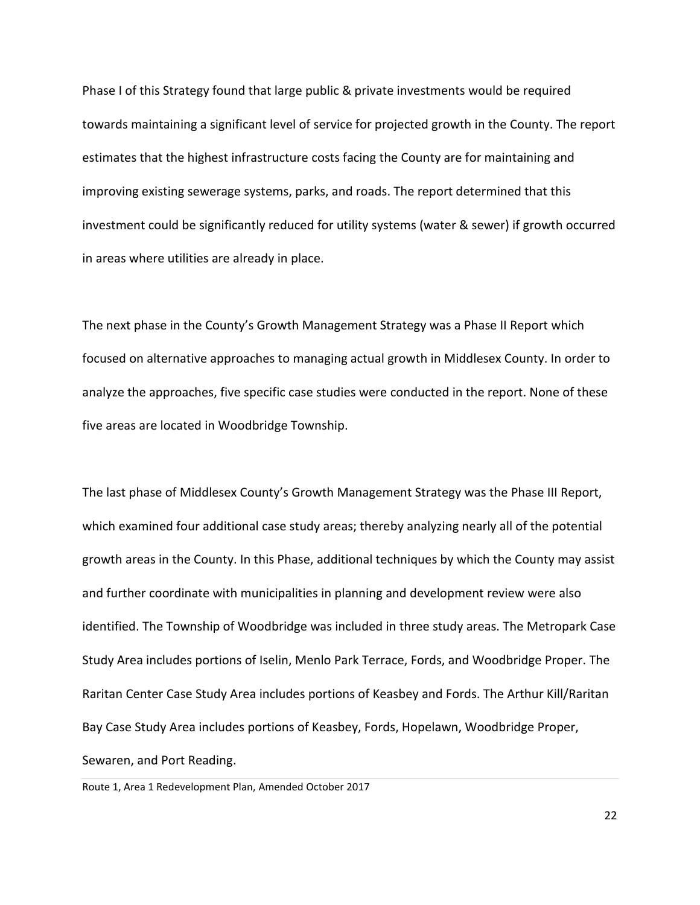Phase I of this Strategy found that large public & private investments would be required towards maintaining a significant level of service for projected growth in the County. The report estimates that the highest infrastructure costs facing the County are for maintaining and improving existing sewerage systems, parks, and roads. The report determined that this investment could be significantly reduced for utility systems (water & sewer) if growth occurred in areas where utilities are already in place.

The next phase in the County's Growth Management Strategy was a Phase II Report which focused on alternative approaches to managing actual growth in Middlesex County. In order to analyze the approaches, five specific case studies were conducted in the report. None of these five areas are located in Woodbridge Township.

The last phase of Middlesex County's Growth Management Strategy was the Phase III Report, which examined four additional case study areas; thereby analyzing nearly all of the potential growth areas in the County. In this Phase, additional techniques by which the County may assist and further coordinate with municipalities in planning and development review were also identified. The Township of Woodbridge was included in three study areas. The Metropark Case Study Area includes portions of Iselin, Menlo Park Terrace, Fords, and Woodbridge Proper. The Raritan Center Case Study Area includes portions of Keasbey and Fords. The Arthur Kill/Raritan Bay Case Study Area includes portions of Keasbey, Fords, Hopelawn, Woodbridge Proper, Sewaren, and Port Reading.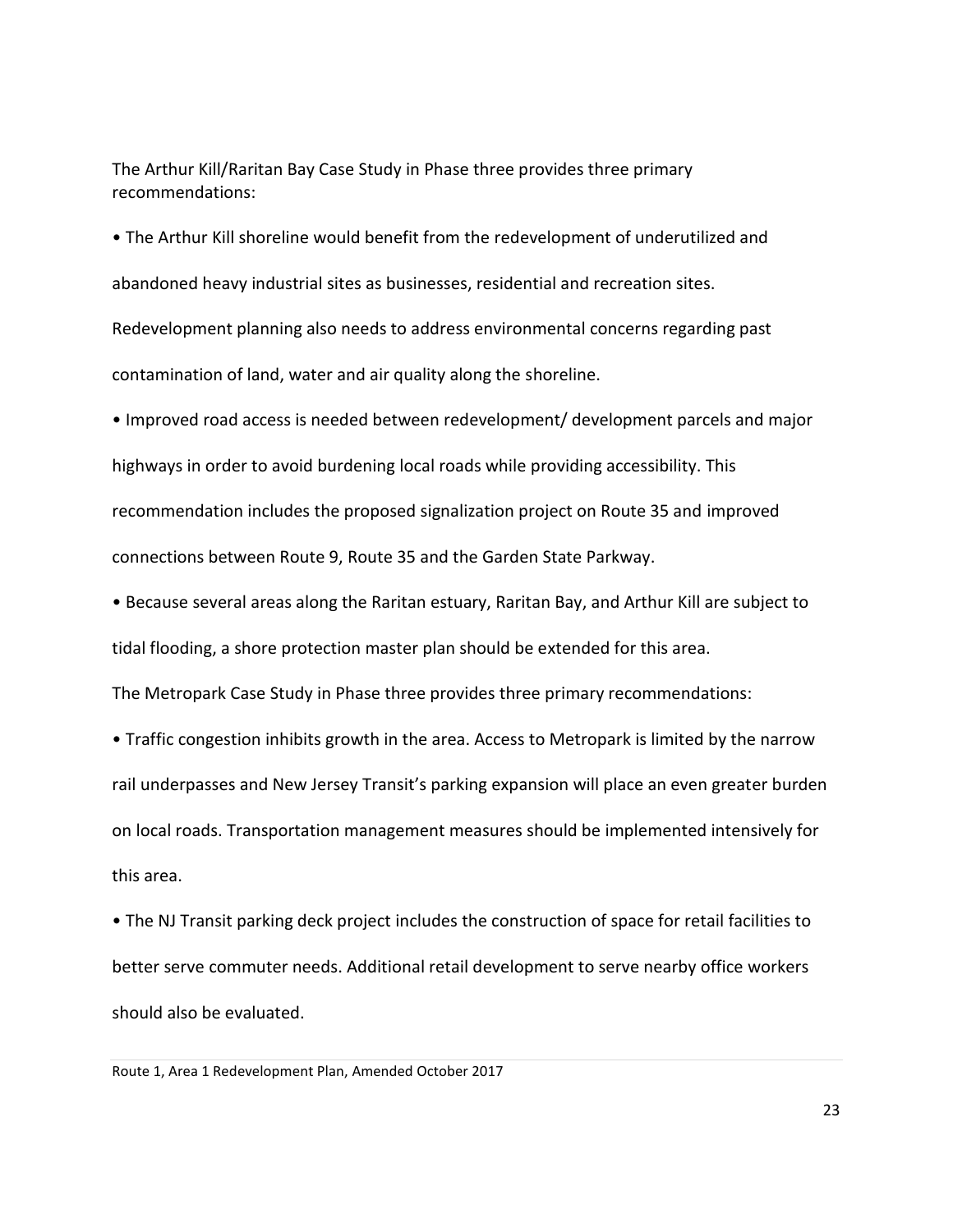The Arthur Kill/Raritan Bay Case Study in Phase three provides three primary recommendations:

- The Arthur Kill shoreline would benefit from the redevelopment of underutilized and abandoned heavy industrial sites as businesses, residential and recreation sites. Redevelopment planning also needs to address environmental concerns regarding past contamination of land, water and air quality along the shoreline.
- Improved road access is needed between redevelopment/ development parcels and major highways in order to avoid burdening local roads while providing accessibility. This recommendation includes the proposed signalization project on Route 35 and improved connections between Route 9, Route 35 and the Garden State Parkway.
- Because several areas along the Raritan estuary, Raritan Bay, and Arthur Kill are subject to tidal flooding, a shore protection master plan should be extended for this area.

The Metropark Case Study in Phase three provides three primary recommendations:

- Traffic congestion inhibits growth in the area. Access to Metropark is limited by the narrow rail underpasses and New Jersey Transit's parking expansion will place an even greater burden on local roads. Transportation management measures should be implemented intensively for this area.
- The NJ Transit parking deck project includes the construction of space for retail facilities to better serve commuter needs. Additional retail development to serve nearby office workers should also be evaluated.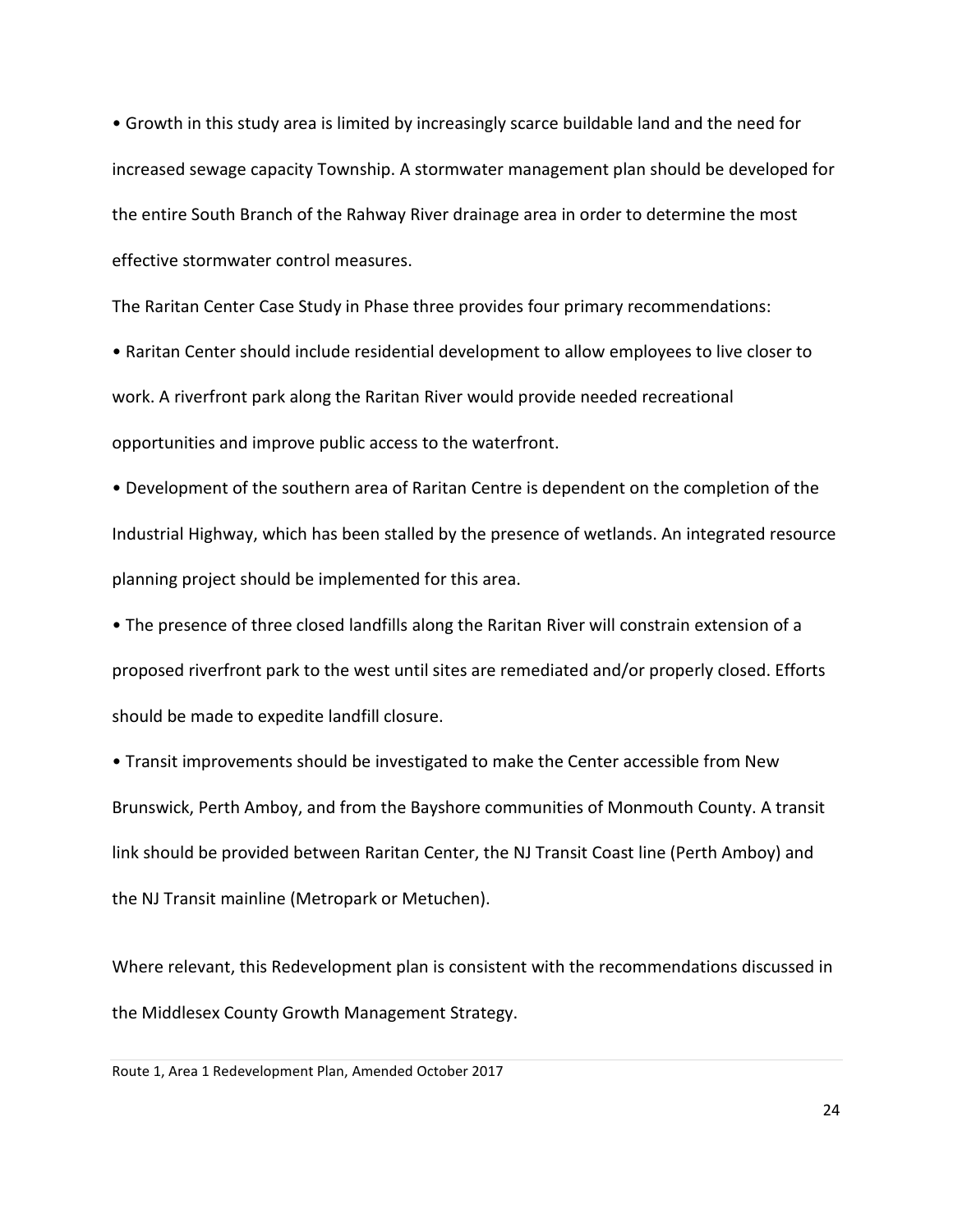- Growth in this study area is limited by increasingly scarce buildable land and the need for increased sewage capacity Township. A stormwater management plan should be developed for the entire South Branch of the Rahway River drainage area in order to determine the most effective stormwater control measures.

The Raritan Center Case Study in Phase three provides four primary recommendations:

- Raritan Center should include residential development to allow employees to live closer to work. A riverfront park along the Raritan River would provide needed recreational opportunities and improve public access to the waterfront.
- Development of the southern area of Raritan Centre is dependent on the completion of the Industrial Highway, which has been stalled by the presence of wetlands. An integrated resource planning project should be implemented for this area.
- The presence of three closed landfills along the Raritan River will constrain extension of a proposed riverfront park to the west until sites are remediated and/or properly closed. Efforts should be made to expedite landfill closure.
- Transit improvements should be investigated to make the Center accessible from New Brunswick, Perth Amboy, and from the Bayshore communities of Monmouth County. A transit link should be provided between Raritan Center, the NJ Transit Coast line (Perth Amboy) and the NJ Transit mainline (Metropark or Metuchen).

Where relevant, this Redevelopment plan is consistent with the recommendations discussed in the Middlesex County Growth Management Strategy.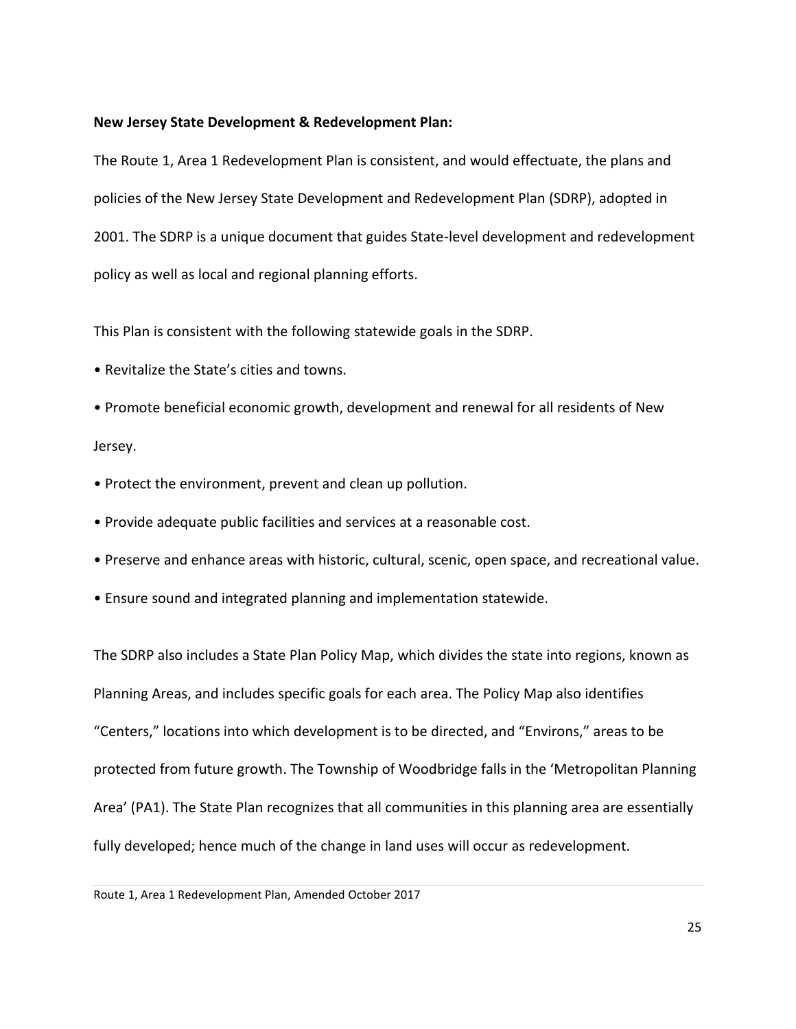**New Jersey State Development & Redevelopment Plan:**

The Route 1, Area 1 Redevelopment Plan is consistent, and would effectuate, the plans and policies of the New Jersey State Development and Redevelopment Plan (SDRP), adopted in 2001. The SDRP is a unique document that guides State-level development and redevelopment policy as well as local and regional planning efforts.

This Plan is consistent with the following statewide goals in the SDRP.

- Revitalize the State's cities and towns.
- Promote beneficial economic growth, development and renewal for all residents of New Jersey.
- Protect the environment, prevent and clean up pollution.
- Provide adequate public facilities and services at a reasonable cost.
- Preserve and enhance areas with historic, cultural, scenic, open space, and recreational value.
- Ensure sound and integrated planning and implementation statewide.

The SDRP also includes a State Plan Policy Map, which divides the state into regions, known as Planning Areas, and includes specific goals for each area. The Policy Map also identifies "Centers," locations into which development is to be directed, and "Environs," areas to be protected from future growth. The Township of Woodbridge falls in the 'Metropolitan Planning Area' (PA1). The State Plan recognizes that all communities in this planning area are essentially fully developed; hence much of the change in land uses will occur as redevelopment.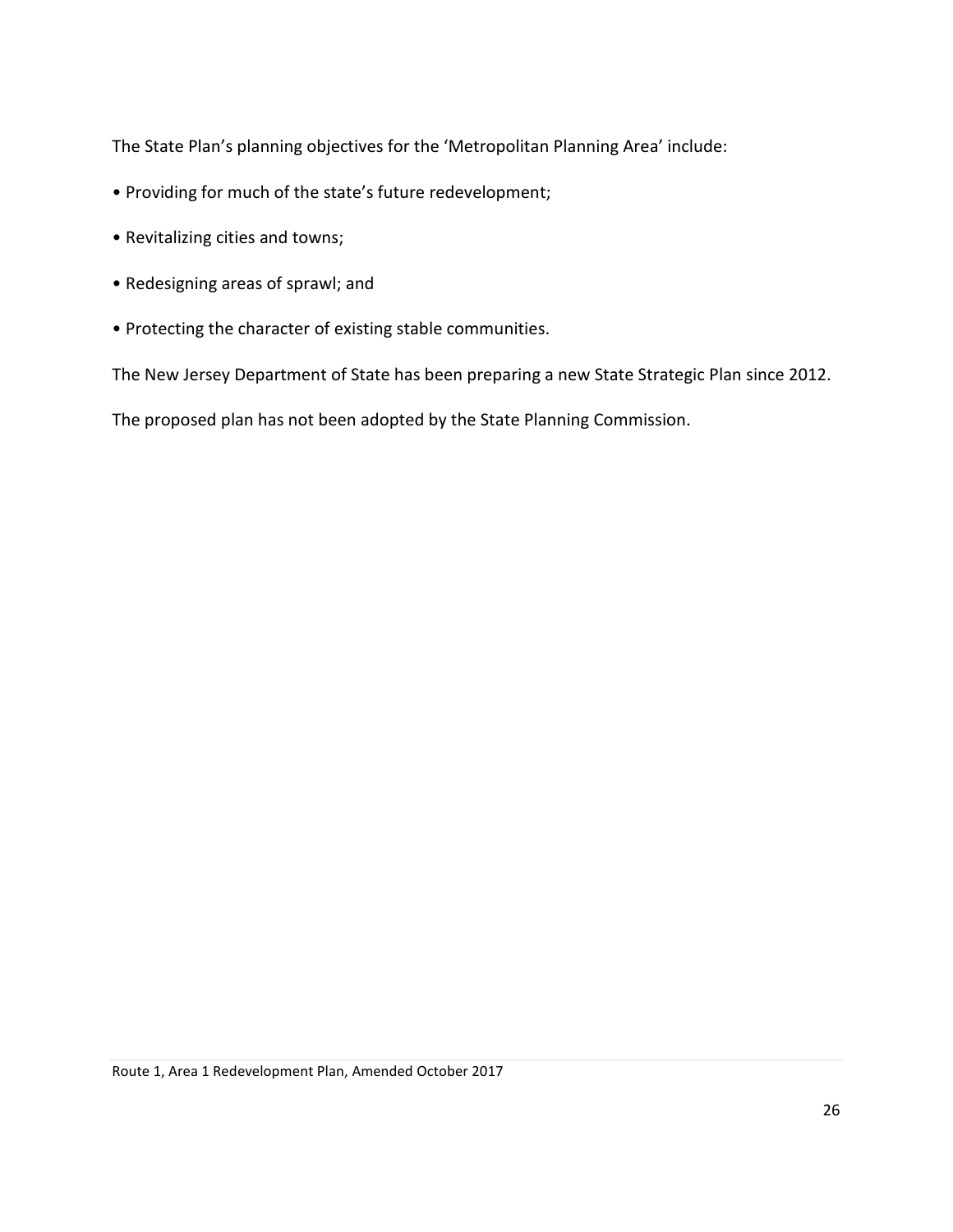The State Plan's planning objectives for the 'Metropolitan Planning Area' include:

- Providing for much of the state's future redevelopment;
- Revitalizing cities and towns;
- Redesigning areas of sprawl; and
- Protecting the character of existing stable communities.

The New Jersey Department of State has been preparing a new State Strategic Plan since 2012.

The proposed plan has not been adopted by the State Planning Commission.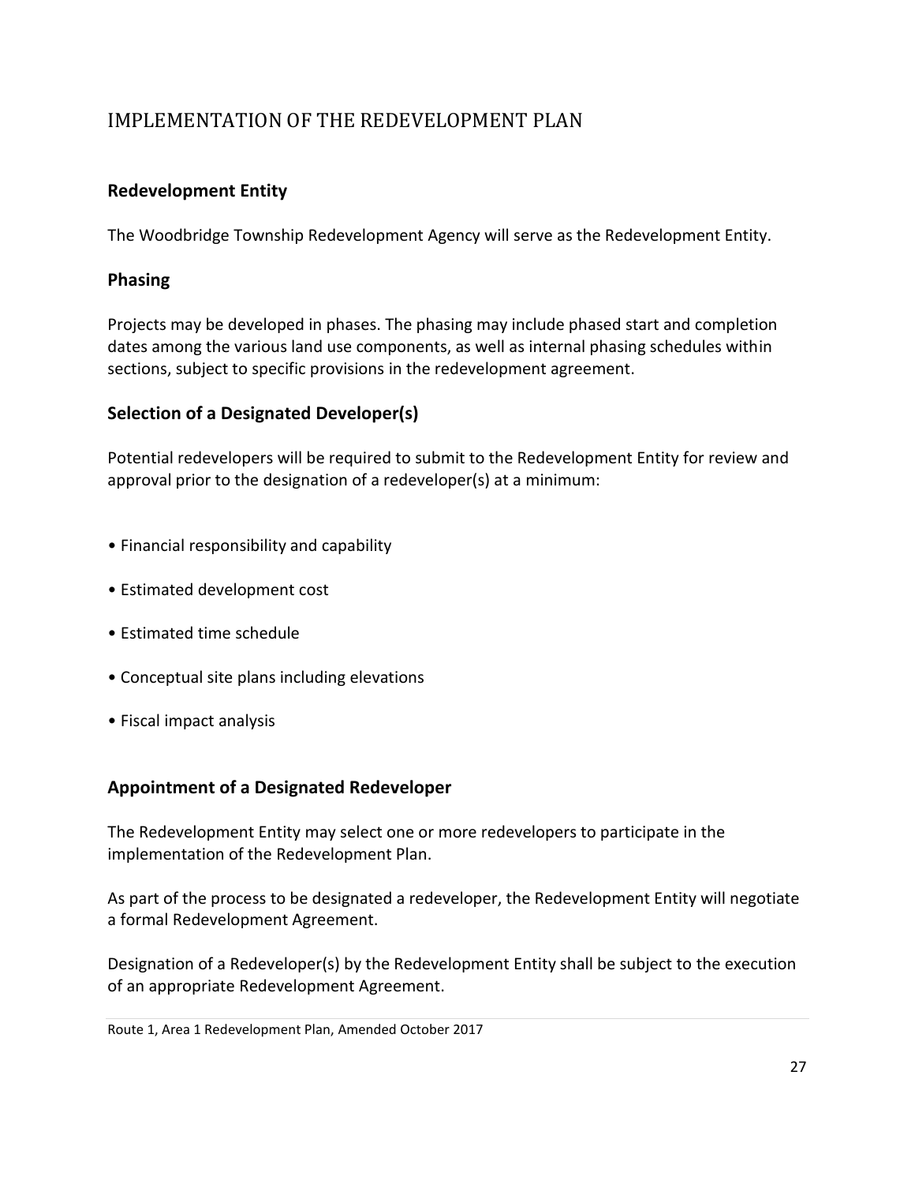# IMPLEMENTATION OF THE REDEVELOPMENT PLAN

## Redevelopment Entity

The Woodbridge Township Redevelopment Agency will serve as the Redevelopment Entity.

## Phasing

Projects may be developed in phases. The phasing may include phased start and completion dates among the various land use components, as well as internal phasing schedules within sections, subject to specific provisions in the redevelopment agreement.

## Selection of a Designated Developer(s)

Potential redevelopers will be required to submit to the Redevelopment Entity for review and approval prior to the designation of a redeveloper(s) at a minimum:

- Financial responsibility and capability
- Estimated development cost
- Estimated time schedule
- Conceptual site plans including elevations
- Fiscal impact analysis

## Appointment of a Designated Redeveloper

The Redevelopment Entity may select one or more redevelopers to participate in the implementation of the Redevelopment Plan.

As part of the process to be designated a redeveloper, the Redevelopment Entity will negotiate a formal Redevelopment Agreement.

Designation of a Redeveloper(s) by the Redevelopment Entity shall be subject to the execution of an appropriate Redevelopment Agreement.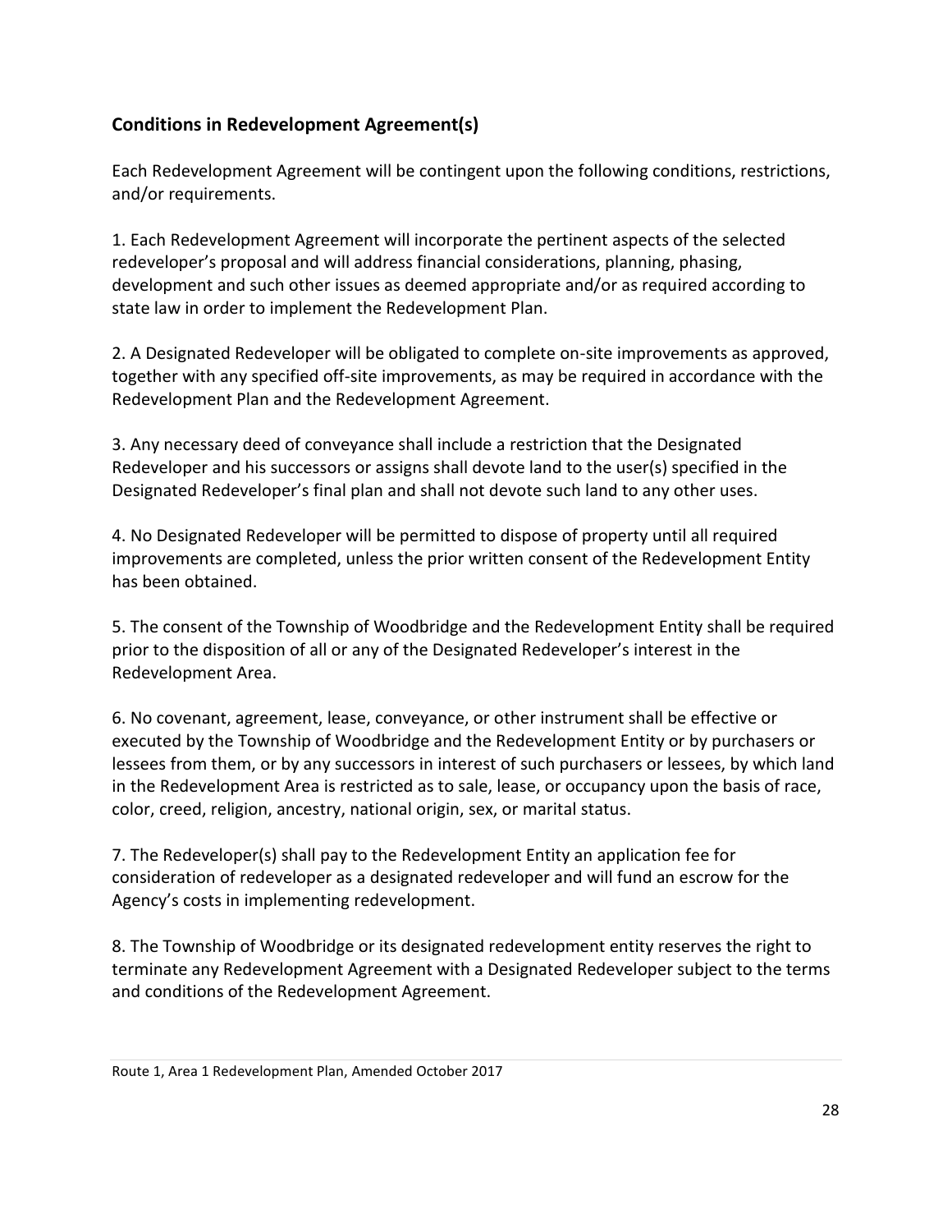## Conditions in Redevelopment Agreement(s)

Each Redevelopment Agreement will be contingent upon the following conditions, restrictions, and/or requirements.

1. Each Redevelopment Agreement will incorporate the pertinent aspects of the selected redeveloper's proposal and will address financial considerations, planning, phasing, development and such other issues as deemed appropriate and/or as required according to state law in order to implement the Redevelopment Plan.

2. A Designated Redeveloper will be obligated to complete on-site improvements as approved, together with any specified off-site improvements, as may be required in accordance with the Redevelopment Plan and the Redevelopment Agreement.

3. Any necessary deed of conveyance shall include a restriction that the Designated Redeveloper and his successors or assigns shall devote land to the user(s) specified in the Designated Redeveloper's final plan and shall not devote such land to any other uses.

4. No Designated Redeveloper will be permitted to dispose of property until all required improvements are completed, unless the prior written consent of the Redevelopment Entity has been obtained.

5. The consent of the Township of Woodbridge and the Redevelopment Entity shall be required prior to the disposition of all or any of the Designated Redeveloper's interest in the Redevelopment Area.

6. No covenant, agreement, lease, conveyance, or other instrument shall be effective or executed by the Township of Woodbridge and the Redevelopment Entity or by purchasers or lessees from them, or by any successors in interest of such purchasers or lessees, by which land in the Redevelopment Area is restricted as to sale, lease, or occupancy upon the basis of race, color, creed, religion, ancestry, national origin, sex, or marital status.

7. The Redeveloper(s) shall pay to the Redevelopment Entity an application fee for consideration of redeveloper as a designated redeveloper and will fund an escrow for the Agency's costs in implementing redevelopment.

8. The Township of Woodbridge or its designated redevelopment entity reserves the right to terminate any Redevelopment Agreement with a Designated Redeveloper subject to the terms and conditions of the Redevelopment Agreement.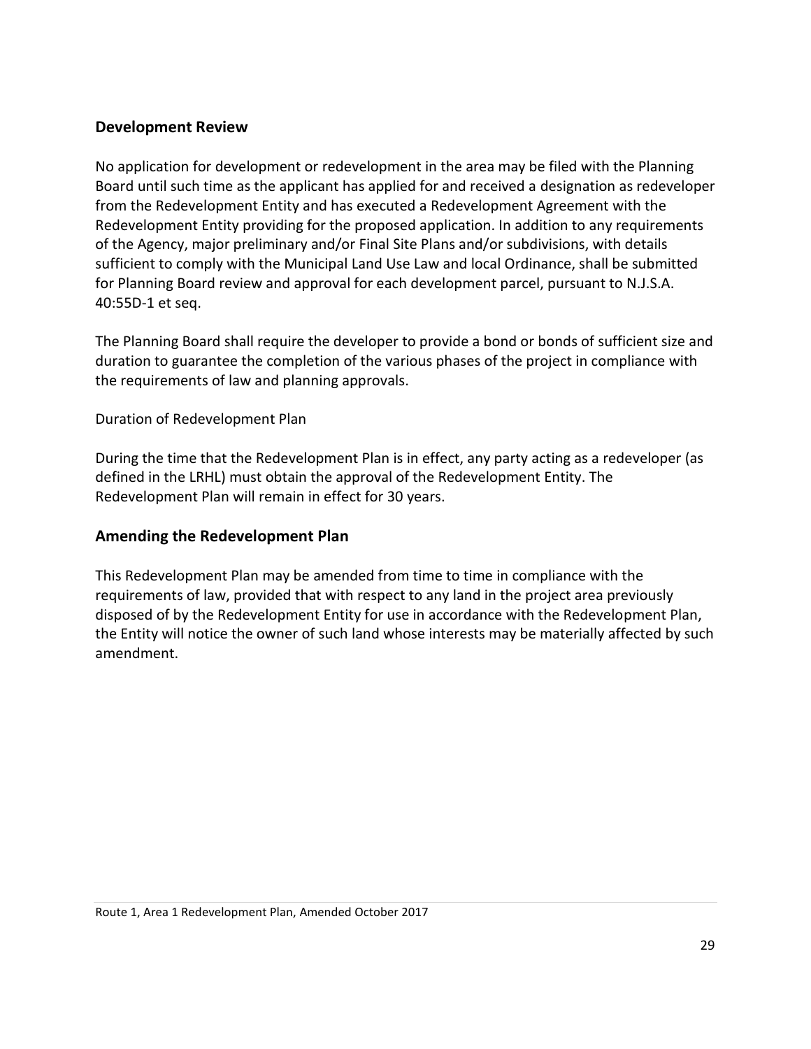## Development Review

No application for development or redevelopment in the area may be filed with the Planning Board until such time as the applicant has applied for and received a designation as redeveloper from the Redevelopment Entity and has executed a Redevelopment Agreement with the Redevelopment Entity providing for the proposed application. In addition to any requirements of the Agency, major preliminary and/or Final Site Plans and/or subdivisions, with details sufficient to comply with the Municipal Land Use Law and local Ordinance, shall be submitted for Planning Board review and approval for each development parcel, pursuant to N.J.S.A. 40:55D-1 et seq.

The Planning Board shall require the developer to provide a bond or bonds of sufficient size and duration to guarantee the completion of the various phases of the project in compliance with the requirements of law and planning approvals.

Duration of Redevelopment Plan

During the time that the Redevelopment Plan is in effect, any party acting as a redeveloper (as defined in the LRHL) must obtain the approval of the Redevelopment Entity. The Redevelopment Plan will remain in effect for 30 years.

## Amending the Redevelopment Plan

This Redevelopment Plan may be amended from time to time in compliance with the requirements of law, provided that with respect to any land in the project area previously disposed of by the Redevelopment Entity for use in accordance with the Redevelopment Plan, the Entity will notice the owner of such land whose interests may be materially affected by such amendment.